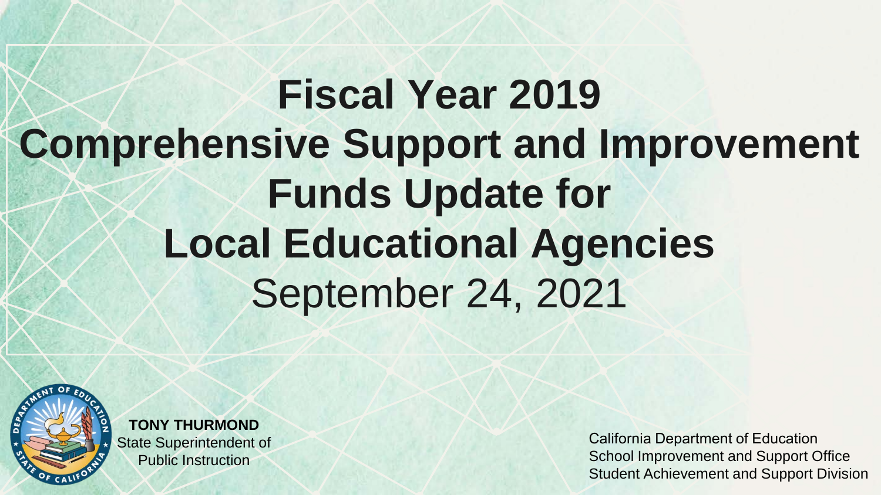# Fiscal Year 2019 Comprehensive Support and Improvement Funds Update for Local Educational Agencies

September 24, 2021

**TONY THURMOND**
State Superintendent of Public Instruction

California Department of Education
School Improvement and Support Office
Student Achievement and Support Division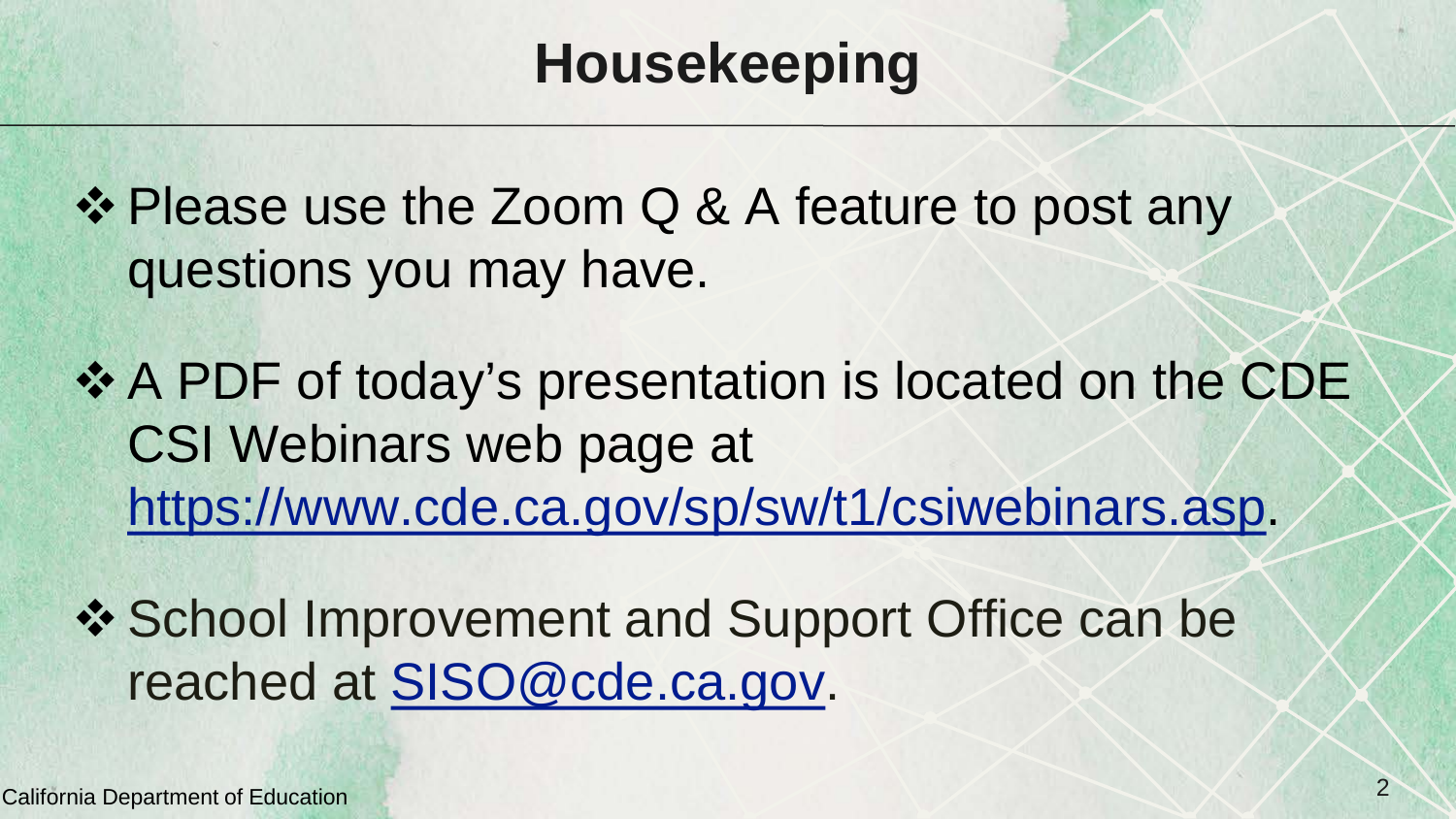# Housekeeping

- Please use the Zoom Q & A feature to post any questions you may have.
- A PDF of today's presentation is located on the CDE CSI Webinars web page at https://www.cde.ca.gov/sp/sw/t1/csiwebinars.asp.
- School Improvement and Support Office can be reached at SISO@cde.ca.gov.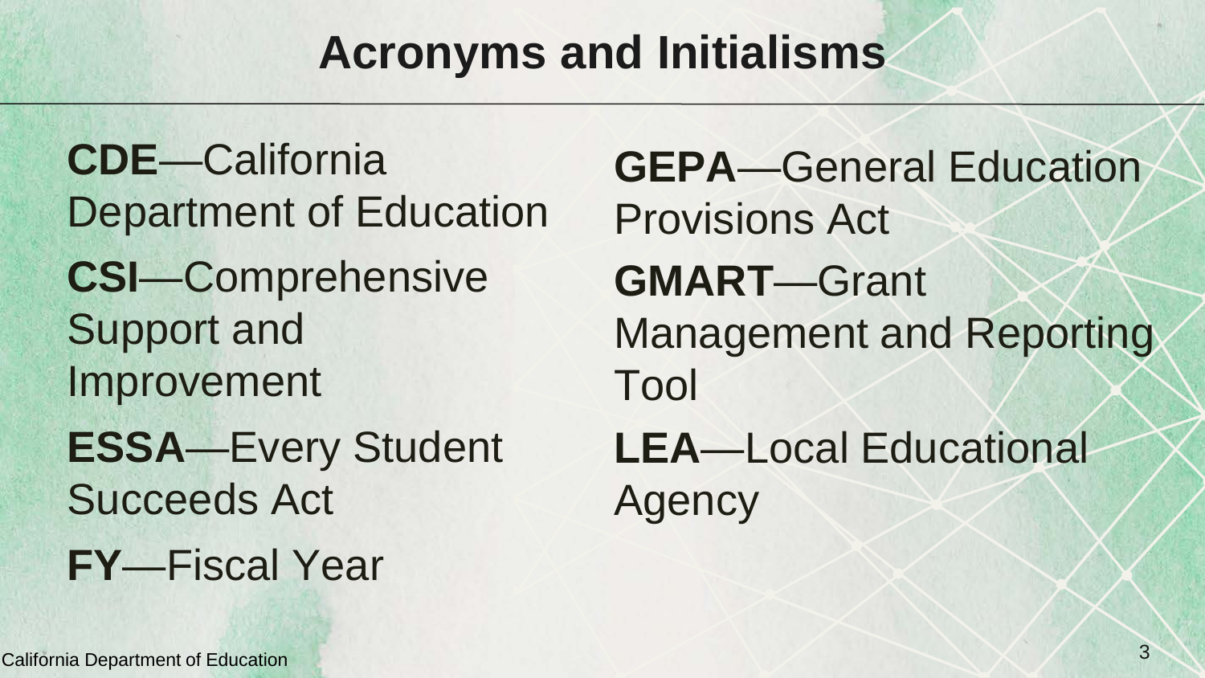# Acronyms and Initialisms

**CDE**—California Department of Education

**CSI**—Comprehensive Support and Improvement

**ESSA**—Every Student Succeeds Act

**FY**—Fiscal Year

**GEPA**—General Education Provisions Act

**GMART**—Grant Management and Reporting Tool

**LEA**—Local Educational Agency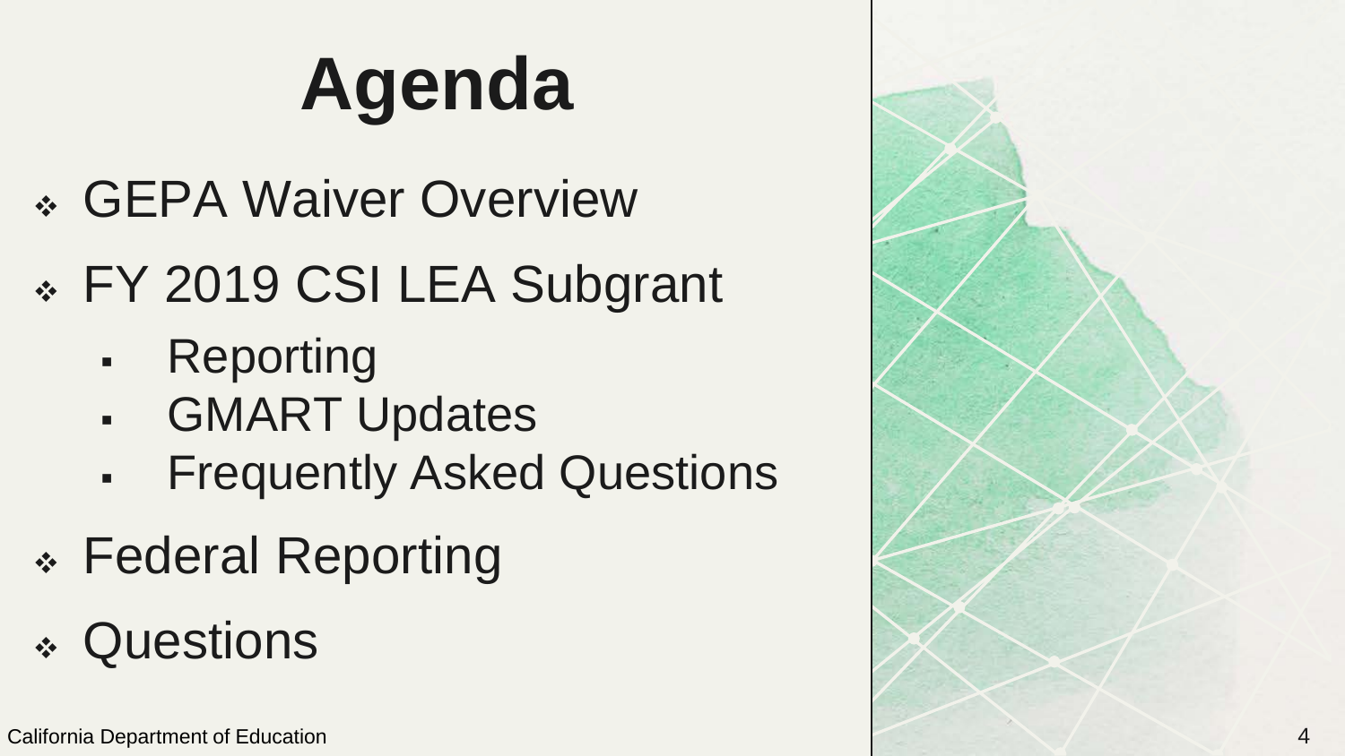# Agenda

- GEPA Waiver Overview
- FY 2019 CSI LEA Subgrant
  - Reporting
  - GMART Updates
  - Frequently Asked Questions
- Federal Reporting
- Questions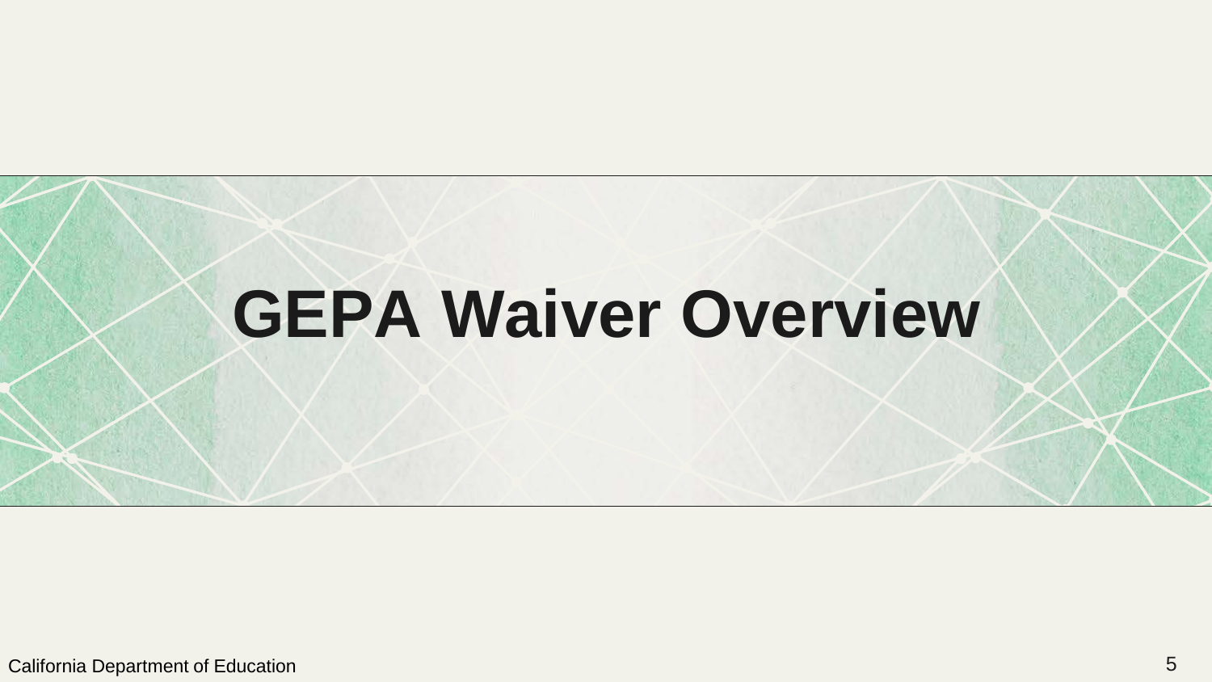# GEPA Waiver Overview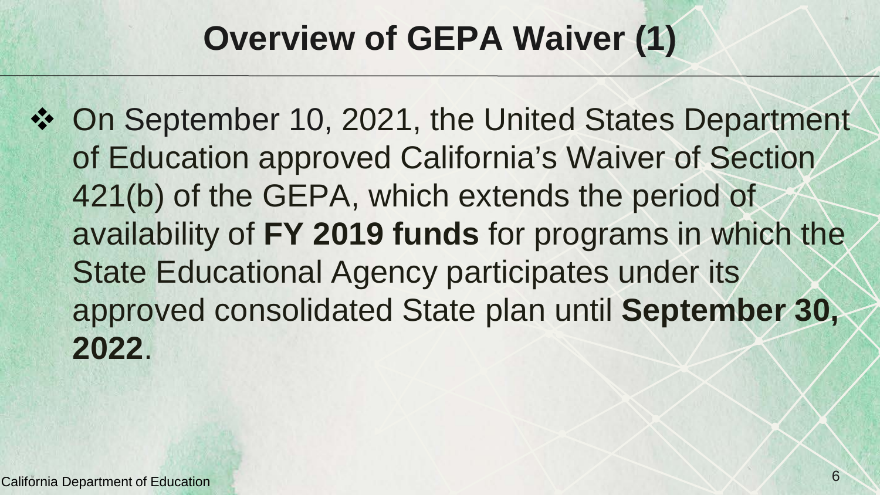# Overview of GEPA Waiver (1)

- On September 10, 2021, the United States Department of Education approved California's Waiver of Section 421(b) of the GEPA, which extends the period of availability of **FY 2019 funds** for programs in which the State Educational Agency participates under its approved consolidated State plan until **September 30, 2022**.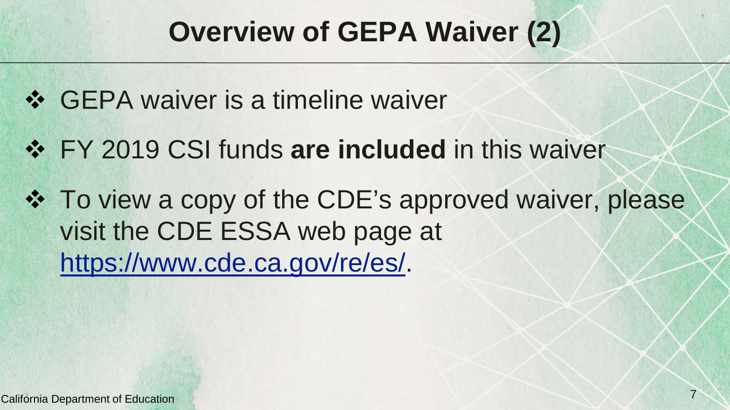# Overview of GEPA Waiver (2)

- GEPA waiver is a timeline waiver
- FY 2019 CSI funds **are included** in this waiver
- To view a copy of the CDE's approved waiver, please visit the CDE ESSA web page at [https://www.cde.ca.gov/re/es/](https://www.cde.ca.gov/re/es/).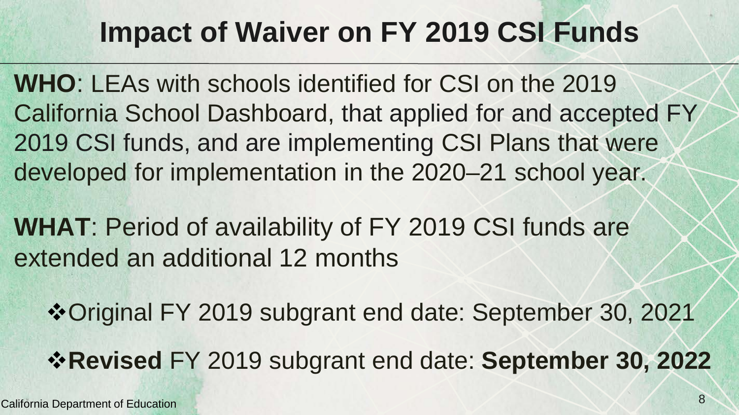# Impact of Waiver on FY 2019 CSI Funds

**WHO**: LEAs with schools identified for CSI on the 2019 California School Dashboard, that applied for and accepted FY 2019 CSI funds, and are implementing CSI Plans that were developed for implementation in the 2020–21 school year.

**WHAT**: Period of availability of FY 2019 CSI funds are extended an additional 12 months

- Original FY 2019 subgrant end date: September 30, 2021
- **Revised** FY 2019 subgrant end date: **September 30, 2022**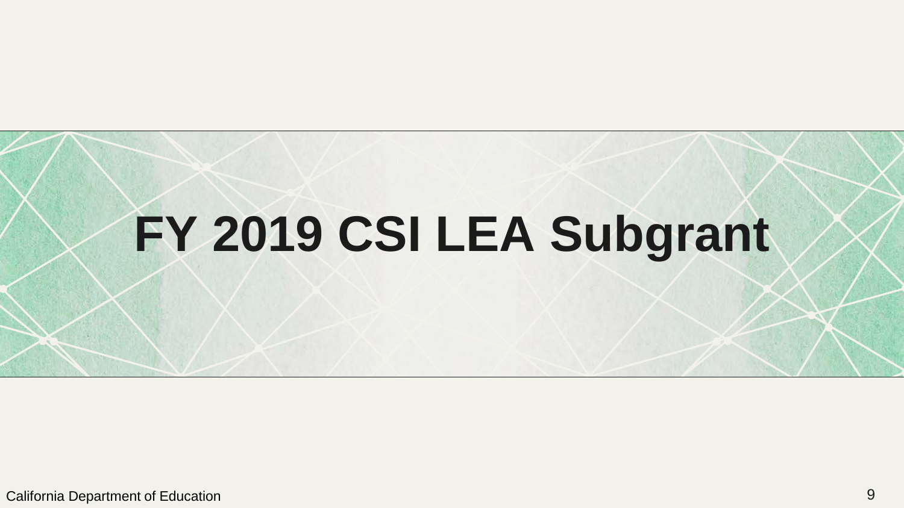# FY 2019 CSI LEA Subgrant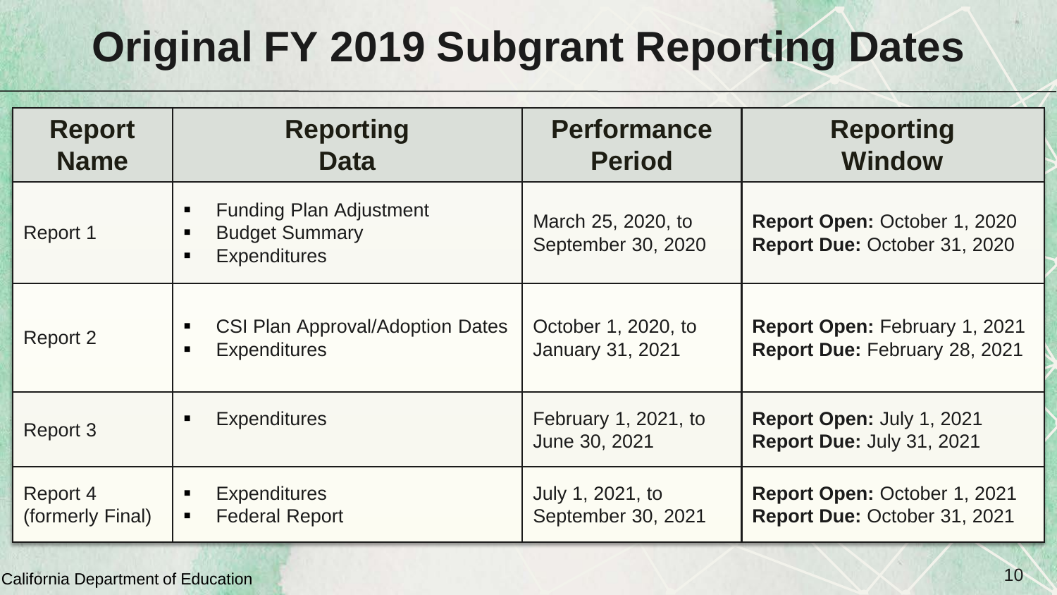# Original FY 2019 Subgrant Reporting Dates

| Report Name | Reporting Data | Performance Period | Reporting Window |
|---|---|---|---|
| Report 1 | ▪ Funding Plan Adjustment<br>▪ Budget Summary<br>▪ Expenditures | March 25, 2020, to September 30, 2020 | **Report Open:** October 1, 2020<br>**Report Due:** October 31, 2020 |
| Report 2 | ▪ CSI Plan Approval/Adoption Dates<br>▪ Expenditures | October 1, 2020, to January 31, 2021 | **Report Open:** February 1, 2021<br>**Report Due:** February 28, 2021 |
| Report 3 | ▪ Expenditures | February 1, 2021, to June 30, 2021 | **Report Open:** July 1, 2021<br>**Report Due:** July 31, 2021 |
| Report 4 (formerly Final) | ▪ Expenditures<br>▪ Federal Report | July 1, 2021, to September 30, 2021 | **Report Open:** October 1, 2021<br>**Report Due:** October 31, 2021 |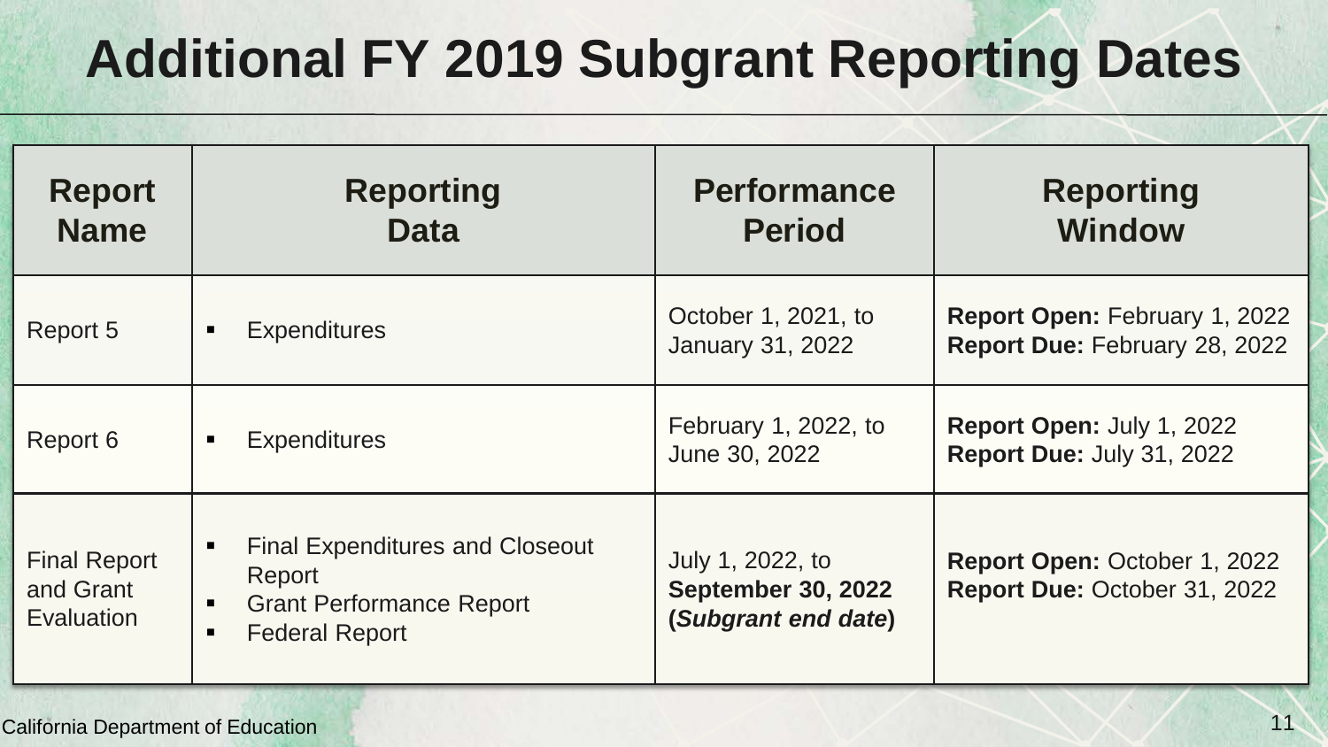# Additional FY 2019 Subgrant Reporting Dates

| Report Name | Reporting Data | Performance Period | Reporting Window |
|---|---|---|---|
| Report 5 | ▪ Expenditures | October 1, 2021, to January 31, 2022 | **Report Open:** February 1, 2022<br>**Report Due:** February 28, 2022 |
| Report 6 | ▪ Expenditures | February 1, 2022, to June 30, 2022 | **Report Open:** July 1, 2022<br>**Report Due:** July 31, 2022 |
| Final Report and Grant Evaluation | ▪ Final Expenditures and Closeout Report<br>▪ Grant Performance Report<br>▪ Federal Report | July 1, 2022, to **September 30, 2022 (*Subgrant end date*)** | **Report Open:** October 1, 2022<br>**Report Due:** October 31, 2022 |

California Department of Education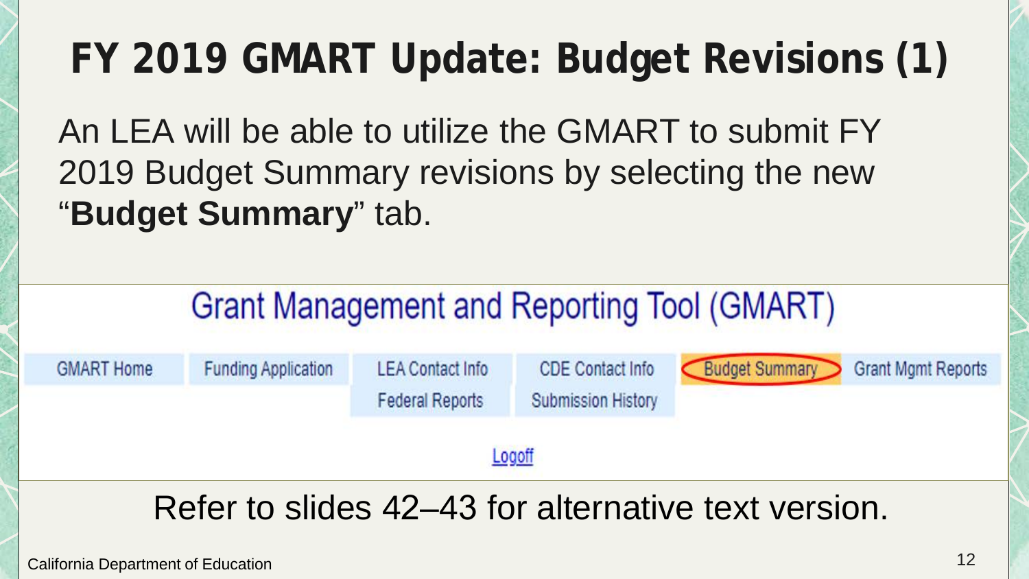# FY 2019 GMART Update: Budget Revisions (1)

An LEA will be able to utilize the GMART to submit FY 2019 Budget Summary revisions by selecting the new "**Budget Summary**" tab.

Grant Management and Reporting Tool (GMART)

GMART Home | Funding Application | LEA Contact Info | CDE Contact Info | Budget Summary | Grant Mgmt Reports

Federal Reports | Submission History

Logoff

Refer to slides 42–43 for alternative text version.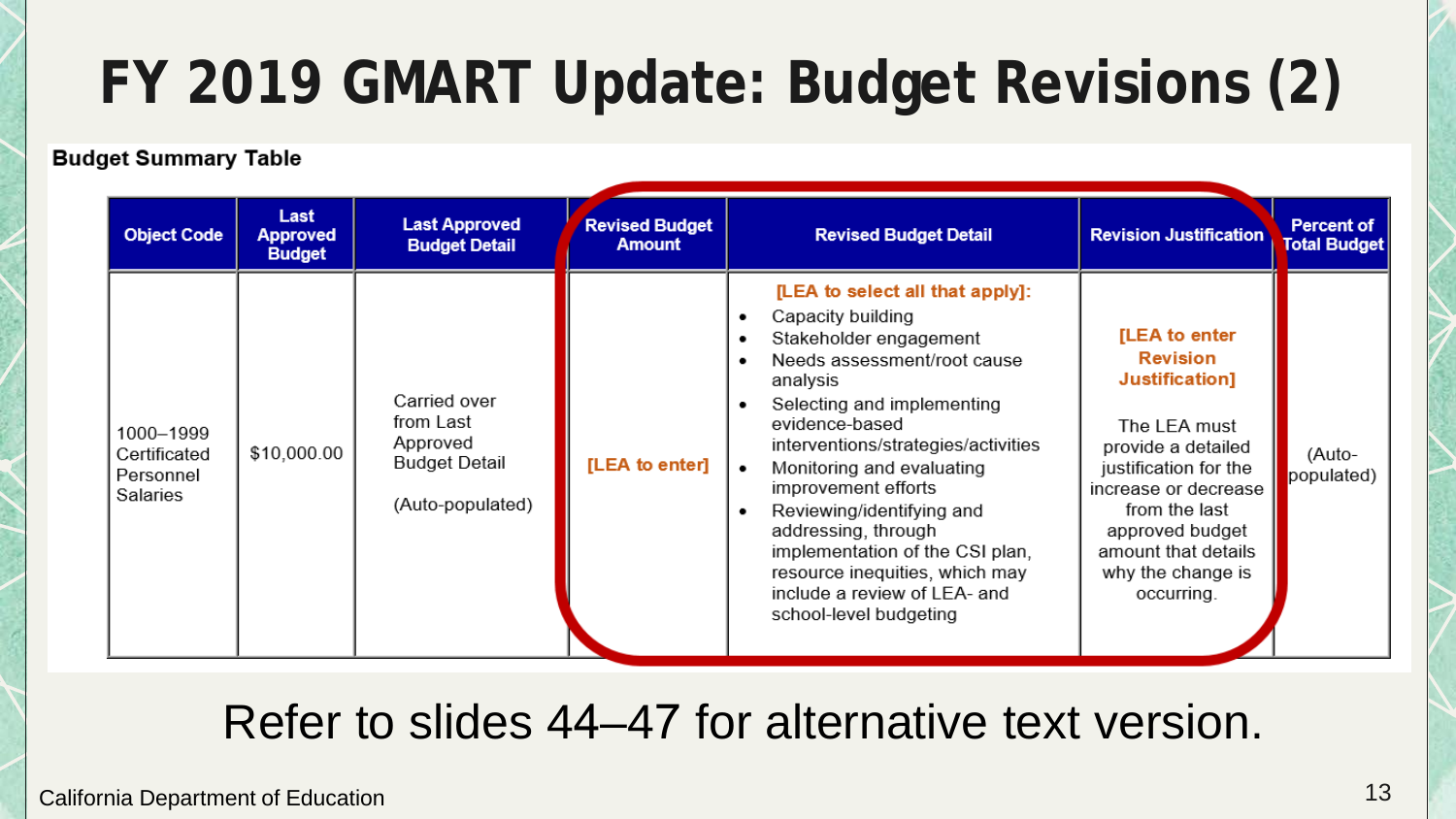# FY 2019 GMART Update: Budget Revisions (2)

**Budget Summary Table**

| Object Code | Last Approved Budget | Last Approved Budget Detail | Revised Budget Amount | Revised Budget Detail | Revision Justification | Percent of Total Budget |
|---|---|---|---|---|---|---|
| 1000–1999 Certificated Personnel Salaries | $10,000.00 | Carried over from Last Approved Budget Detail (Auto-populated) | [LEA to enter] | [LEA to select all that apply]: • Capacity building • Stakeholder engagement • Needs assessment/root cause analysis • Selecting and implementing evidence-based interventions/strategies/activities • Monitoring and evaluating improvement efforts • Reviewing/identifying and addressing, through implementation of the CSI plan, resource inequities, which may include a review of LEA- and school-level budgeting | [LEA to enter Revision Justification] The LEA must provide a detailed justification for the increase or decrease from the last approved budget amount that details why the change is occurring. | (Auto-populated) |

Refer to slides 44–47 for alternative text version.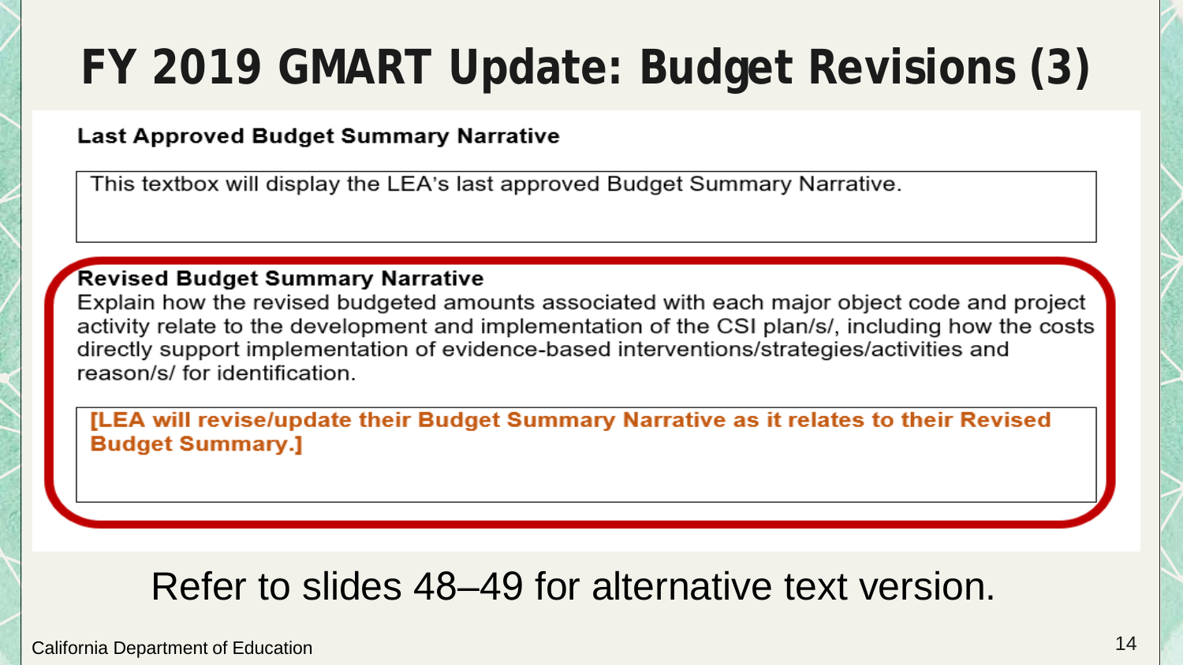# FY 2019 GMART Update: Budget Revisions (3)

**Last Approved Budget Summary Narrative**

This textbox will display the LEA's last approved Budget Summary Narrative.

**Revised Budget Summary Narrative**

Explain how the revised budgeted amounts associated with each major object code and project activity relate to the development and implementation of the CSI plan/s/, including how the costs directly support implementation of evidence-based interventions/strategies/activities and reason/s/ for identification.

**[LEA will revise/update their Budget Summary Narrative as it relates to their Revised Budget Summary.]**

Refer to slides 48–49 for alternative text version.

California Department of Education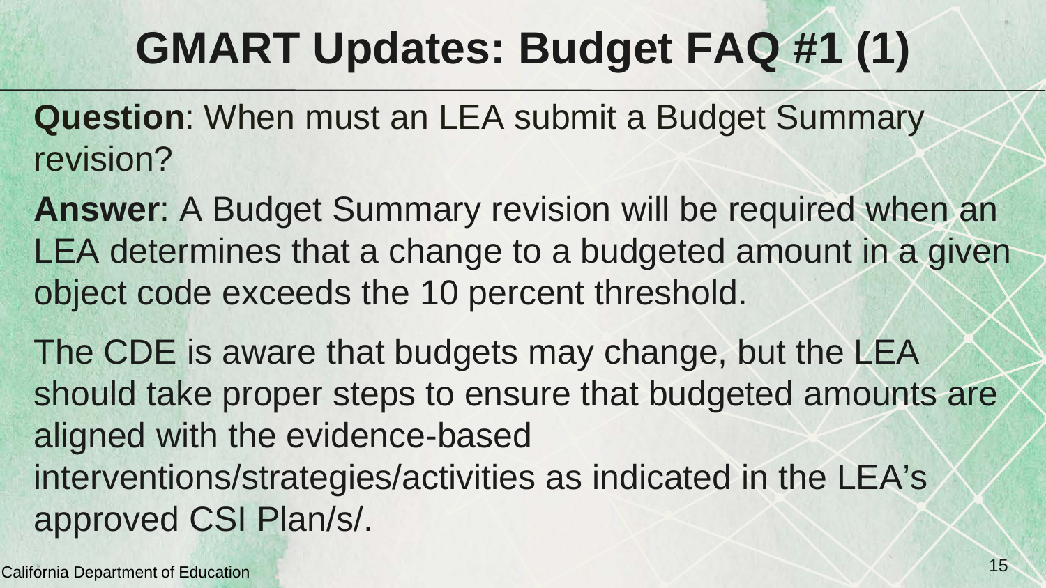# GMART Updates: Budget FAQ #1 (1)

**Question**: When must an LEA submit a Budget Summary revision?

**Answer**: A Budget Summary revision will be required when an LEA determines that a change to a budgeted amount in a given object code exceeds the 10 percent threshold.

The CDE is aware that budgets may change, but the LEA should take proper steps to ensure that budgeted amounts are aligned with the evidence-based interventions/strategies/activities as indicated in the LEA's approved CSI Plan/s/.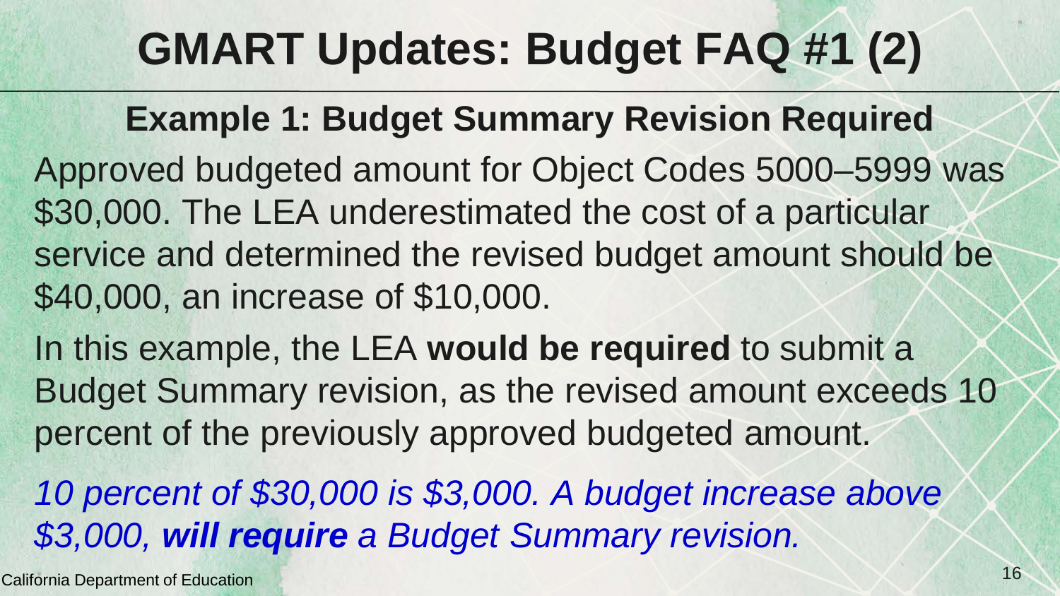# GMART Updates: Budget FAQ #1 (2)

## Example 1: Budget Summary Revision Required

Approved budgeted amount for Object Codes 5000–5999 was $30,000. The LEA underestimated the cost of a particular service and determined the revised budget amount should be $40,000, an increase of $10,000.

In this example, the LEA **would be required** to submit a Budget Summary revision, as the revised amount exceeds 10 percent of the previously approved budgeted amount.

*10 percent of $30,000 is $3,000. A budget increase above $3,000, **will require** a Budget Summary revision.*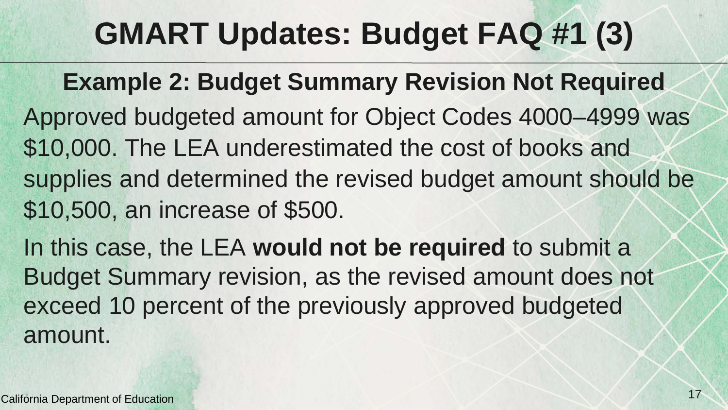# GMART Updates: Budget FAQ #1 (3)

## Example 2: Budget Summary Revision Not Required

Approved budgeted amount for Object Codes 4000–4999 was $10,000. The LEA underestimated the cost of books and supplies and determined the revised budget amount should be $10,500, an increase of $500.

In this case, the LEA **would not be required** to submit a Budget Summary revision, as the revised amount does not exceed 10 percent of the previously approved budgeted amount.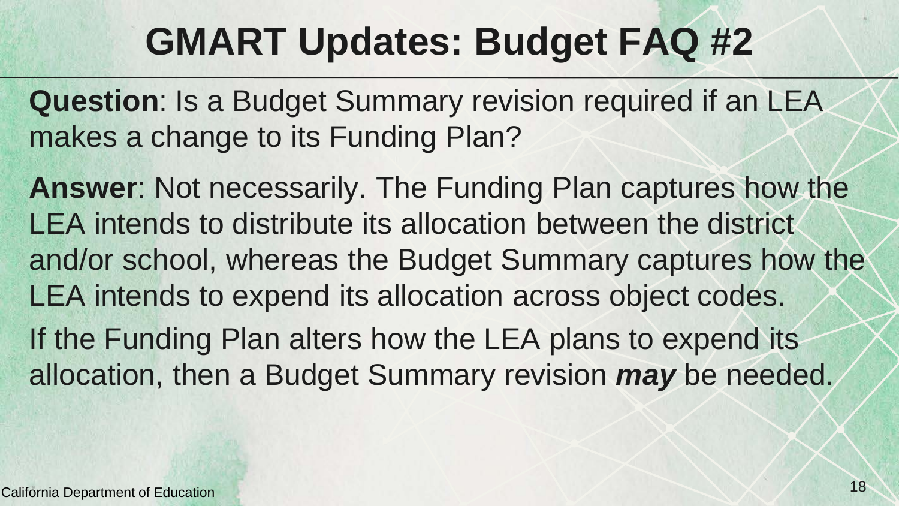# GMART Updates: Budget FAQ #2

**Question**: Is a Budget Summary revision required if an LEA makes a change to its Funding Plan?

**Answer**: Not necessarily. The Funding Plan captures how the LEA intends to distribute its allocation between the district and/or school, whereas the Budget Summary captures how the LEA intends to expend its allocation across object codes.

If the Funding Plan alters how the LEA plans to expend its allocation, then a Budget Summary revision ***may*** be needed.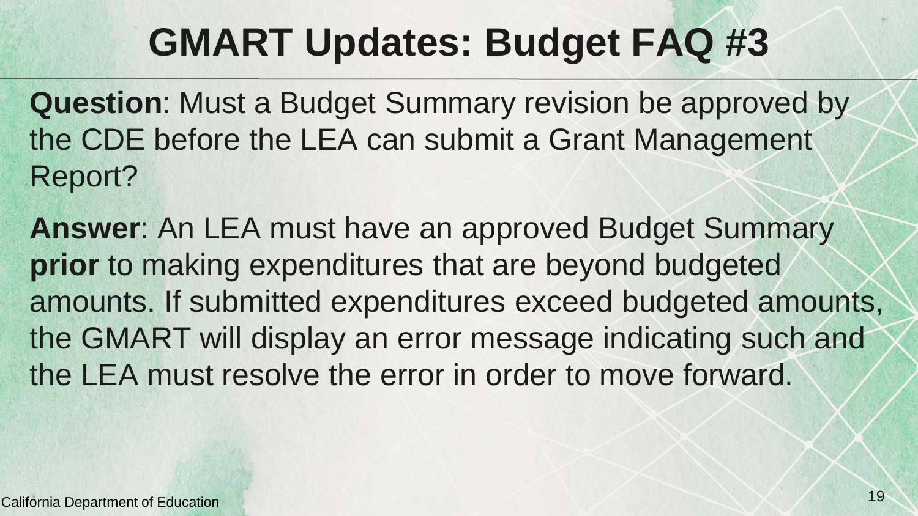# GMART Updates: Budget FAQ #3

**Question**: Must a Budget Summary revision be approved by the CDE before the LEA can submit a Grant Management Report?

**Answer**: An LEA must have an approved Budget Summary **prior** to making expenditures that are beyond budgeted amounts. If submitted expenditures exceed budgeted amounts, the GMART will display an error message indicating such and the LEA must resolve the error in order to move forward.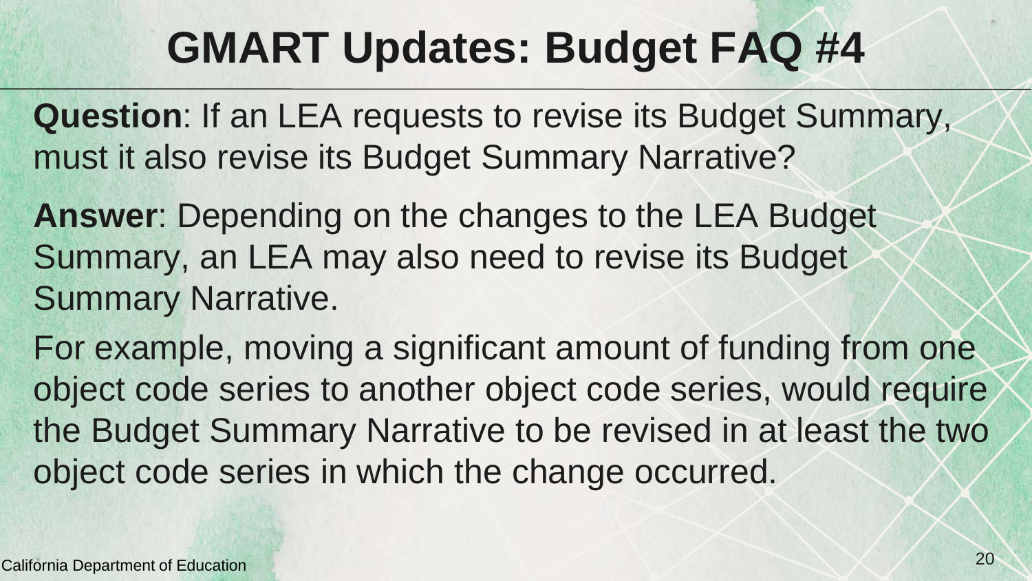# GMART Updates: Budget FAQ #4

**Question**: If an LEA requests to revise its Budget Summary, must it also revise its Budget Summary Narrative?

**Answer**: Depending on the changes to the LEA Budget Summary, an LEA may also need to revise its Budget Summary Narrative.

For example, moving a significant amount of funding from one object code series to another object code series, would require the Budget Summary Narrative to be revised in at least the two object code series in which the change occurred.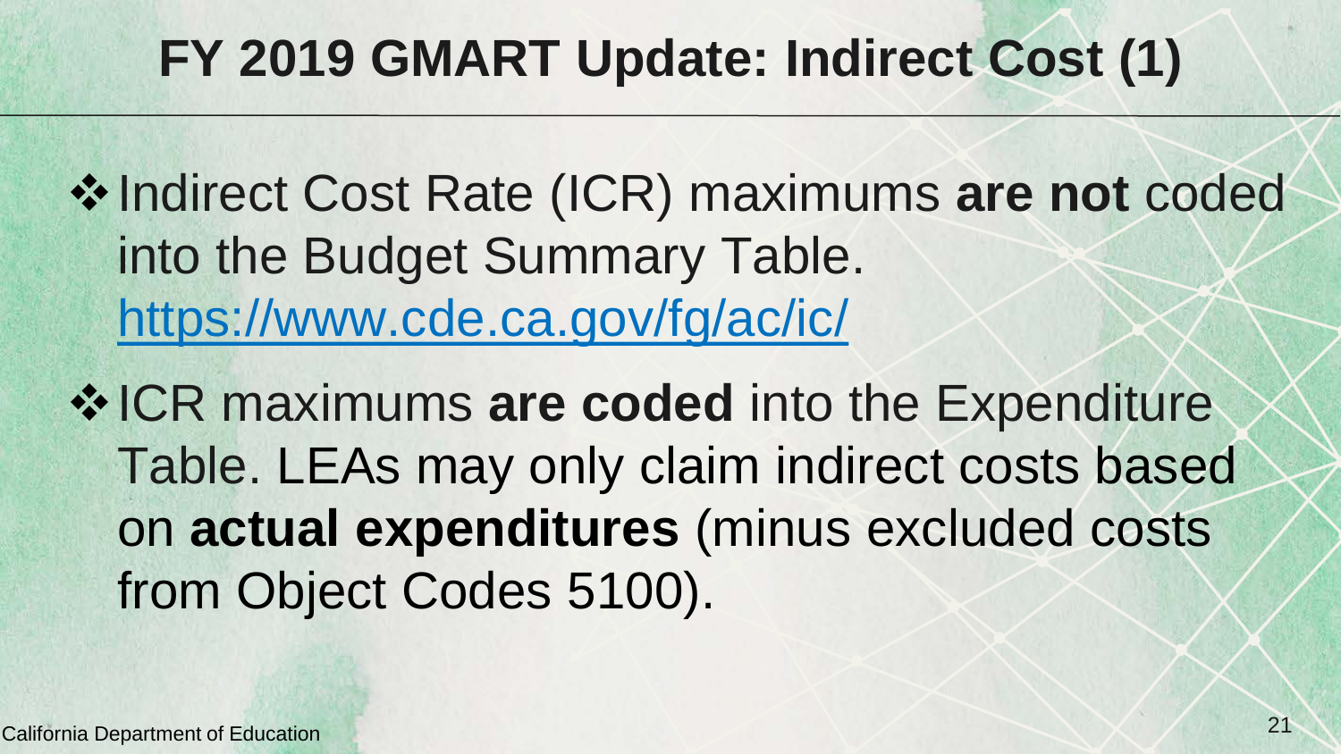# FY 2019 GMART Update: Indirect Cost (1)

- Indirect Cost Rate (ICR) maximums **are not** coded into the Budget Summary Table. [https://www.cde.ca.gov/fg/ac/ic/](https://www.cde.ca.gov/fg/ac/ic/)
- ICR maximums **are coded** into the Expenditure Table. LEAs may only claim indirect costs based on **actual expenditures** (minus excluded costs from Object Codes 5100).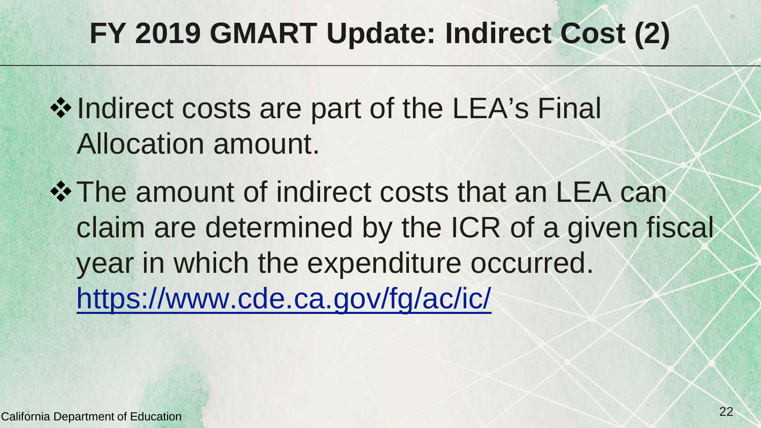# FY 2019 GMART Update: Indirect Cost (2)

- Indirect costs are part of the LEA's Final Allocation amount.
- The amount of indirect costs that an LEA can claim are determined by the ICR of a given fiscal year in which the expenditure occurred. [https://www.cde.ca.gov/fg/ac/ic/](https://www.cde.ca.gov/fg/ac/ic/)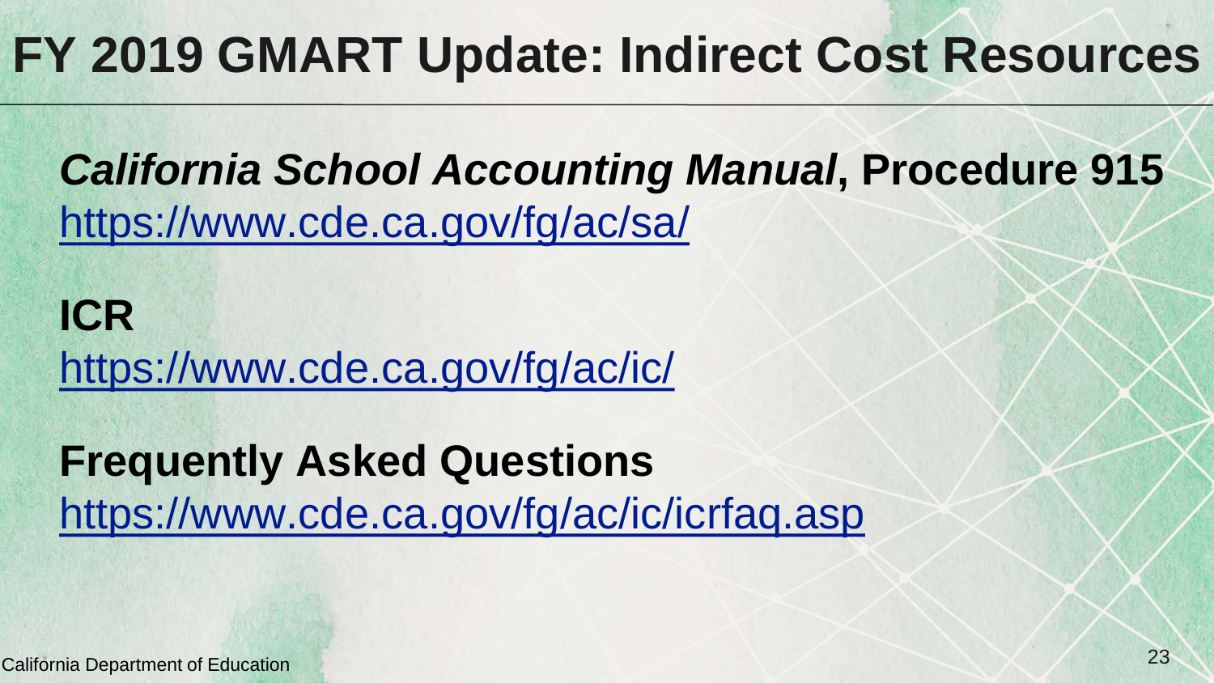# FY 2019 GMART Update: Indirect Cost Resources

***California School Accounting Manual*, Procedure 915**
https://www.cde.ca.gov/fg/ac/sa/

**ICR**
https://www.cde.ca.gov/fg/ac/ic/

**Frequently Asked Questions**
https://www.cde.ca.gov/fg/ac/ic/icrfaq.asp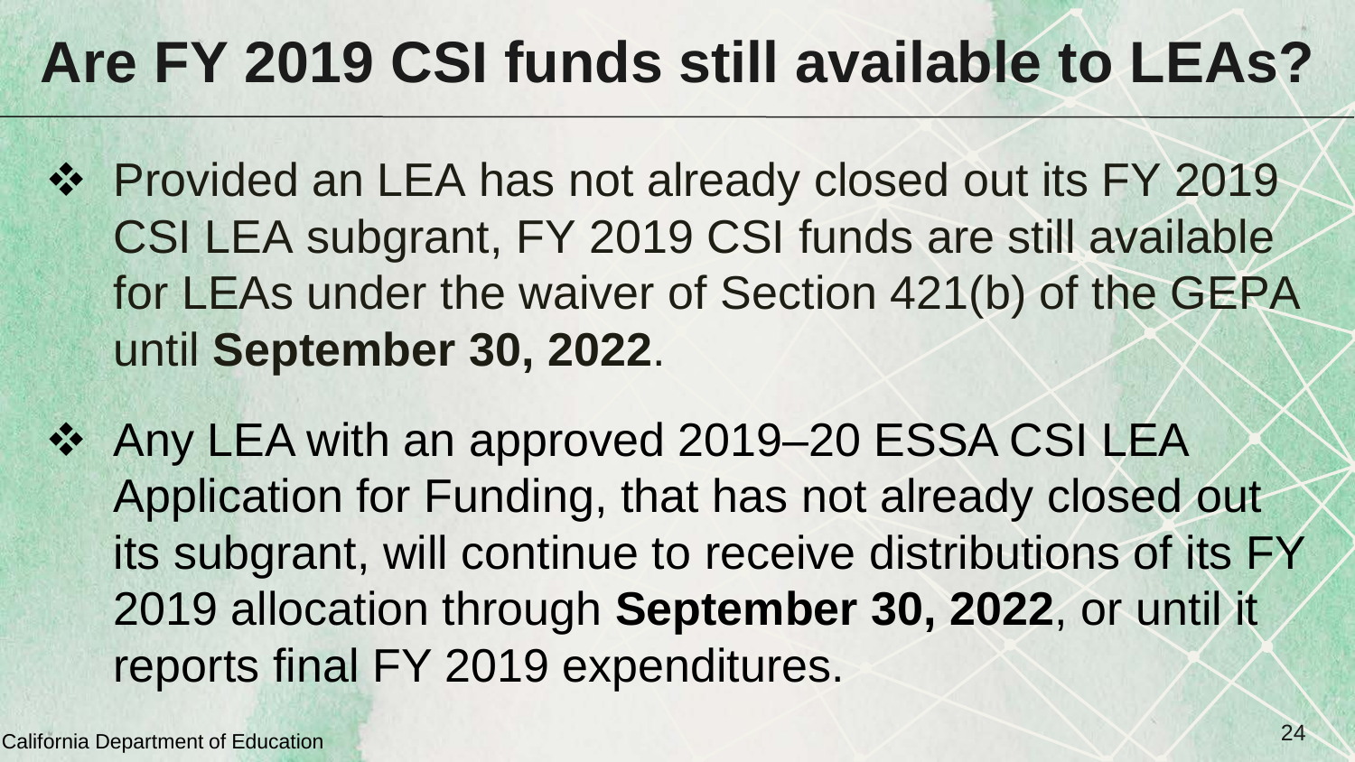# Are FY 2019 CSI funds still available to LEAs?

- Provided an LEA has not already closed out its FY 2019 CSI LEA subgrant, FY 2019 CSI funds are still available for LEAs under the waiver of Section 421(b) of the GEPA until **September 30, 2022**.
- Any LEA with an approved 2019–20 ESSA CSI LEA Application for Funding, that has not already closed out its subgrant, will continue to receive distributions of its FY 2019 allocation through **September 30, 2022**, or until it reports final FY 2019 expenditures.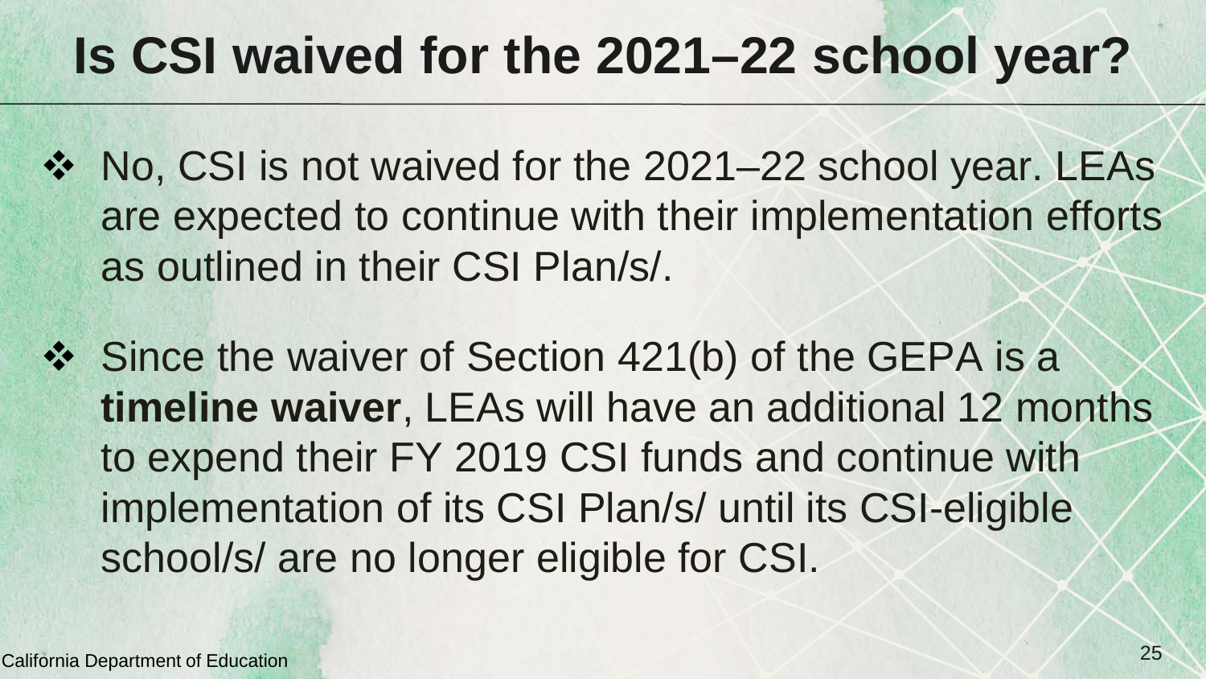# Is CSI waived for the 2021–22 school year?

- No, CSI is not waived for the 2021–22 school year. LEAs are expected to continue with their implementation efforts as outlined in their CSI Plan/s/.

- Since the waiver of Section 421(b) of the GEPA is a **timeline waiver**, LEAs will have an additional 12 months to expend their FY 2019 CSI funds and continue with implementation of its CSI Plan/s/ until its CSI-eligible school/s/ are no longer eligible for CSI.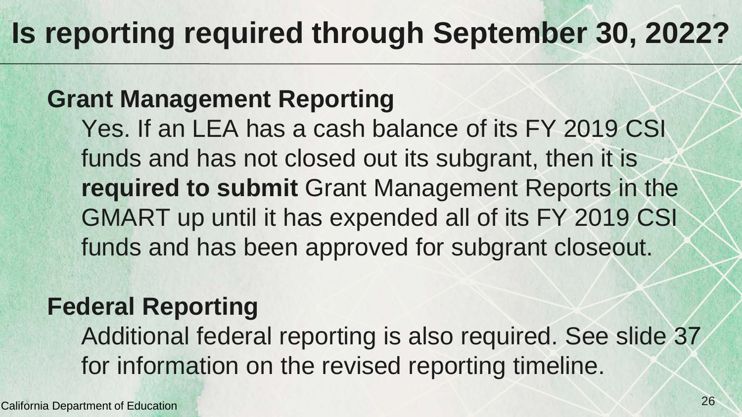# Is reporting required through September 30, 2022?

## Grant Management Reporting

Yes. If an LEA has a cash balance of its FY 2019 CSI funds and has not closed out its subgrant, then it is **required to submit** Grant Management Reports in the GMART up until it has expended all of its FY 2019 CSI funds and has been approved for subgrant closeout.

## Federal Reporting

Additional federal reporting is also required. See slide 37 for information on the revised reporting timeline.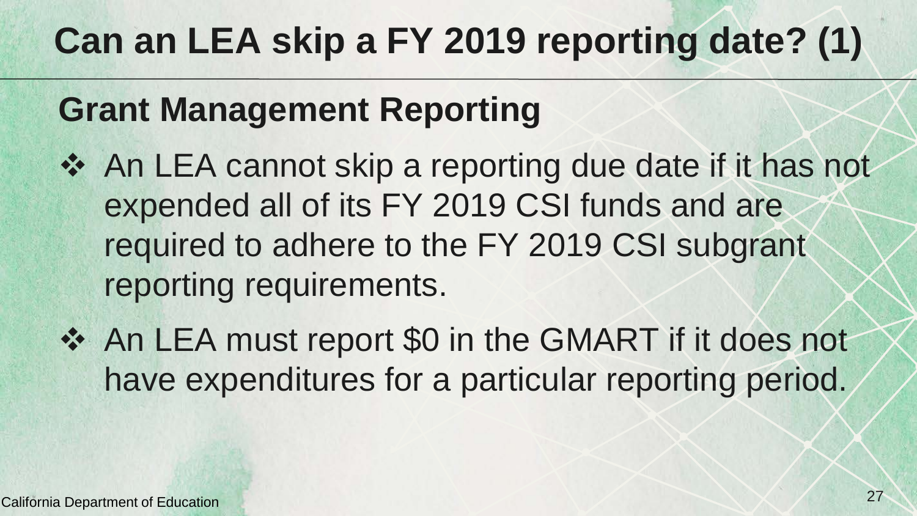# Can an LEA skip a FY 2019 reporting date? (1)

## Grant Management Reporting

- An LEA cannot skip a reporting due date if it has not expended all of its FY 2019 CSI funds and are required to adhere to the FY 2019 CSI subgrant reporting requirements.
- An LEA must report $0 in the GMART if it does not have expenditures for a particular reporting period.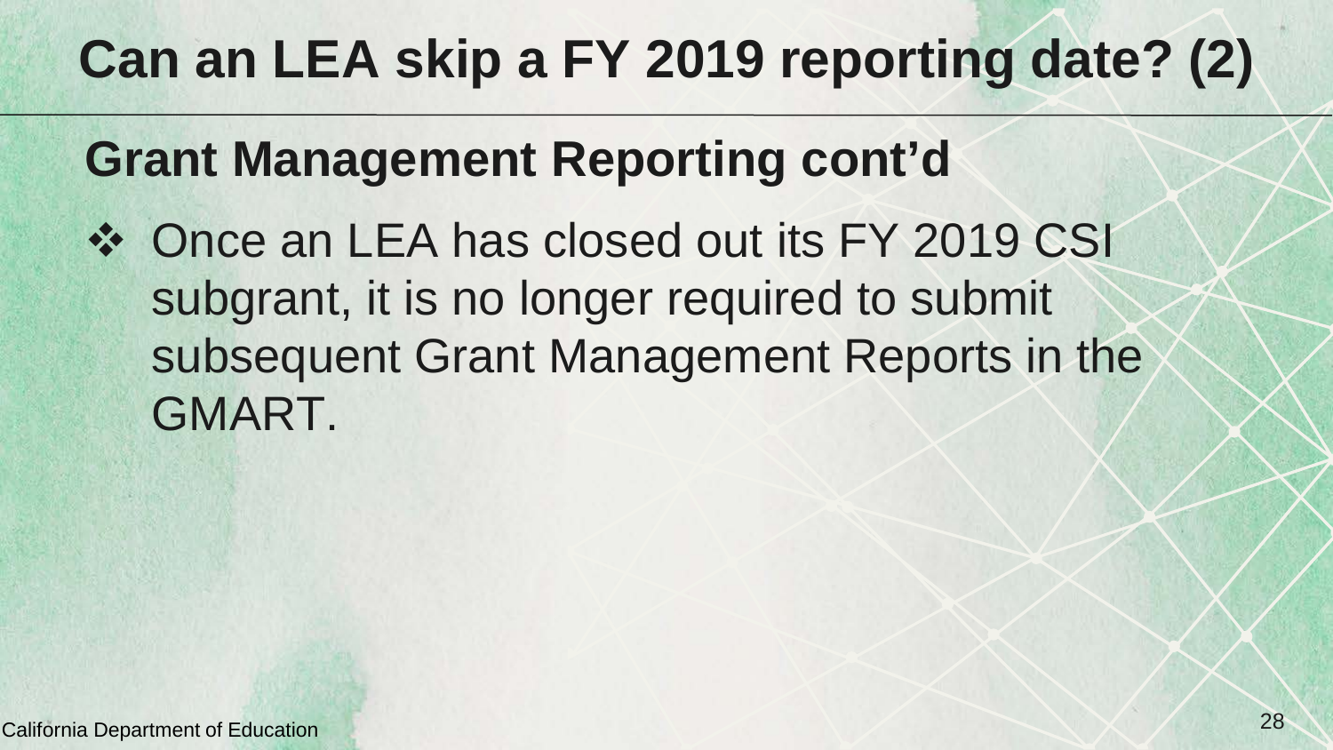# Can an LEA skip a FY 2019 reporting date? (2)

## Grant Management Reporting cont'd

- Once an LEA has closed out its FY 2019 CSI subgrant, it is no longer required to submit subsequent Grant Management Reports in the GMART.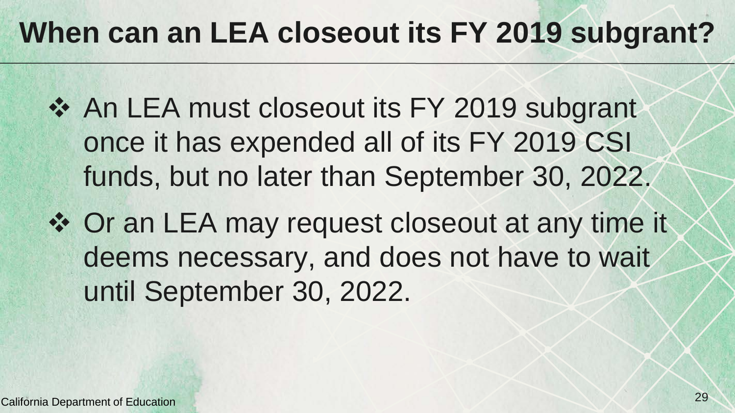# When can an LEA closeout its FY 2019 subgrant?

- An LEA must closeout its FY 2019 subgrant once it has expended all of its FY 2019 CSI funds, but no later than September 30, 2022.
- Or an LEA may request closeout at any time it deems necessary, and does not have to wait until September 30, 2022.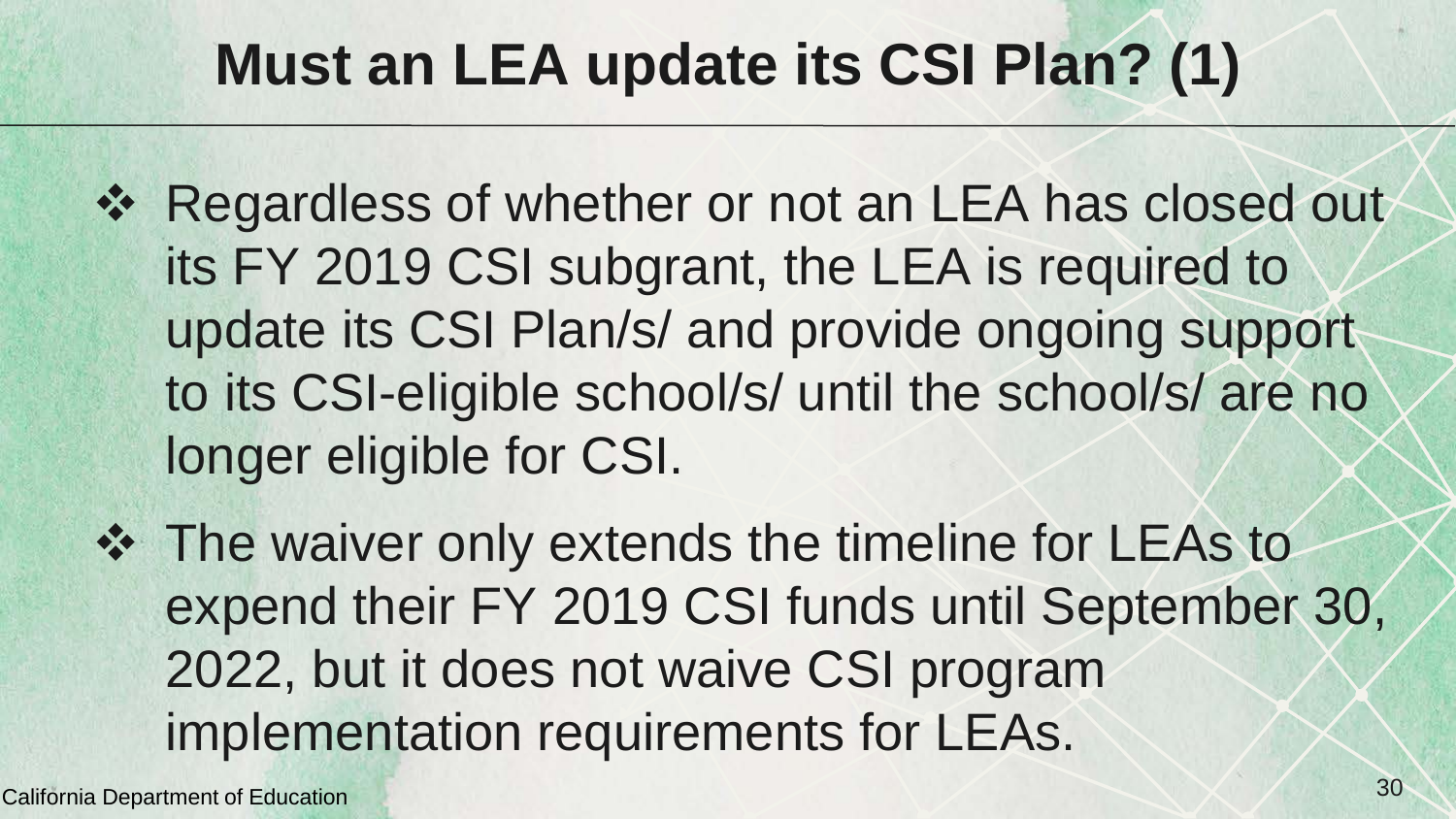# Must an LEA update its CSI Plan? (1)

- Regardless of whether or not an LEA has closed out its FY 2019 CSI subgrant, the LEA is required to update its CSI Plan/s/ and provide ongoing support to its CSI-eligible school/s/ until the school/s/ are no longer eligible for CSI.
- The waiver only extends the timeline for LEAs to expend their FY 2019 CSI funds until September 30, 2022, but it does not waive CSI program implementation requirements for LEAs.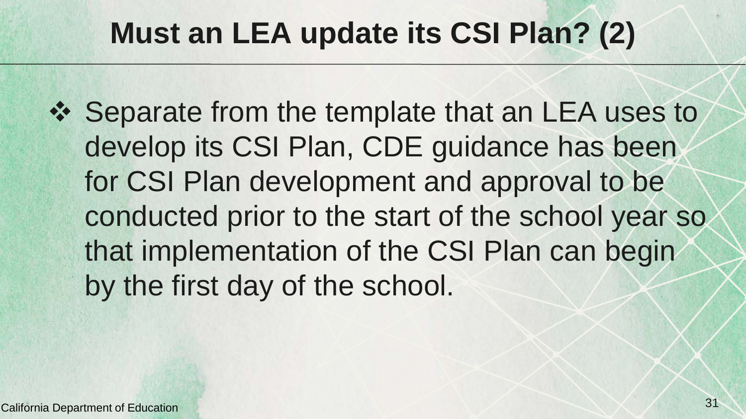# Must an LEA update its CSI Plan? (2)

- Separate from the template that an LEA uses to develop its CSI Plan, CDE guidance has been for CSI Plan development and approval to be conducted prior to the start of the school year so that implementation of the CSI Plan can begin by the first day of the school.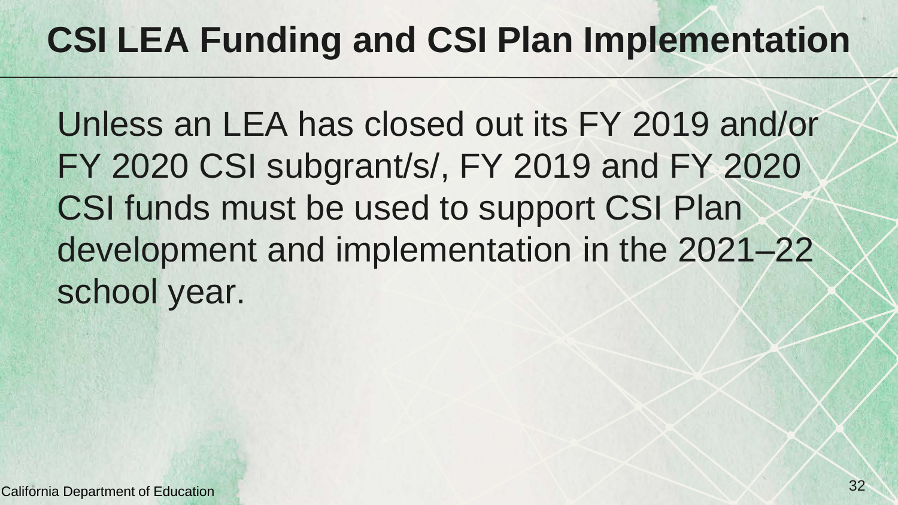# CSI LEA Funding and CSI Plan Implementation

Unless an LEA has closed out its FY 2019 and/or FY 2020 CSI subgrant/s/, FY 2019 and FY 2020 CSI funds must be used to support CSI Plan development and implementation in the 2021–22 school year.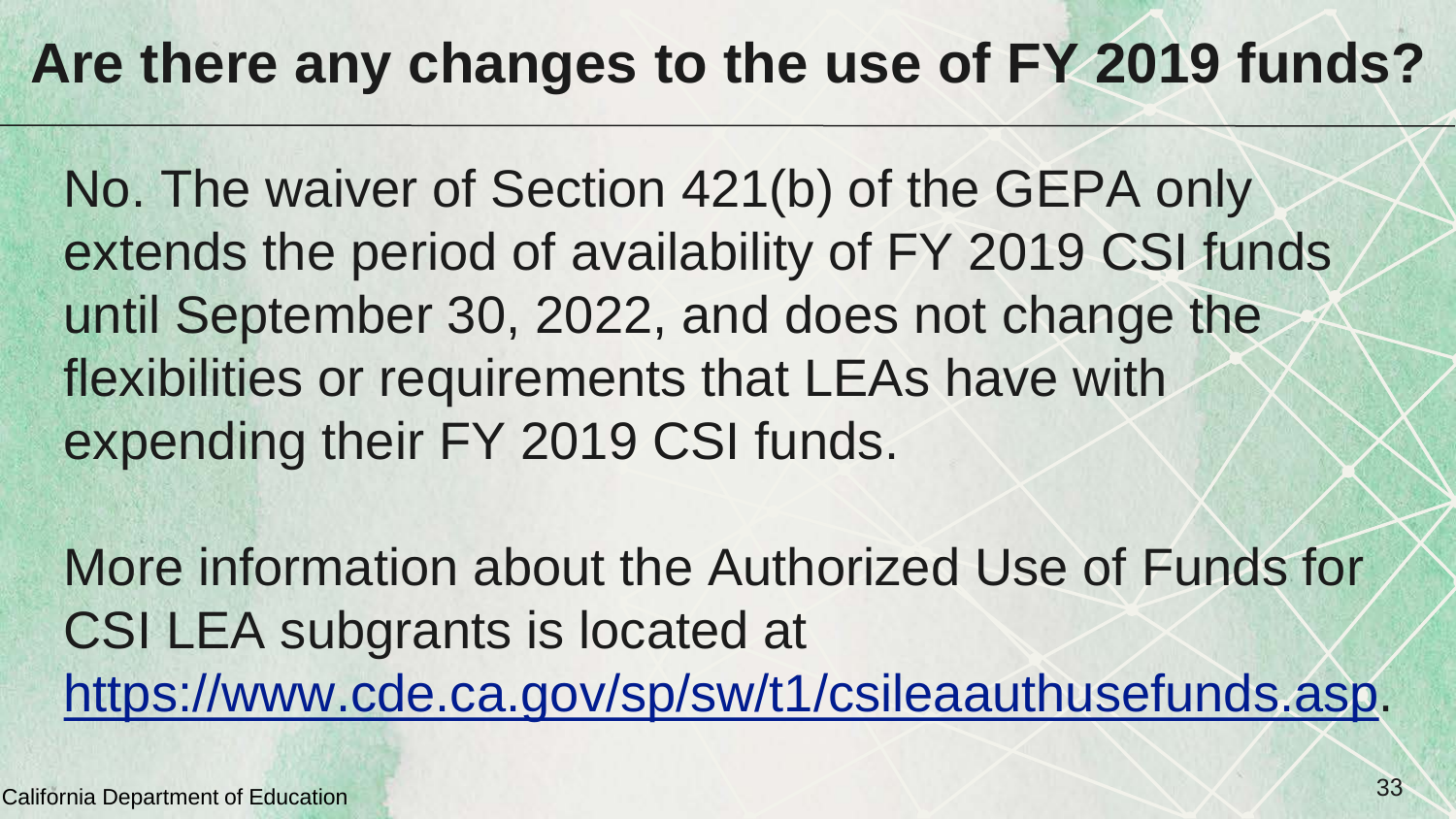# Are there any changes to the use of FY 2019 funds?

No. The waiver of Section 421(b) of the GEPA only extends the period of availability of FY 2019 CSI funds until September 30, 2022, and does not change the flexibilities or requirements that LEAs have with expending their FY 2019 CSI funds.

More information about the Authorized Use of Funds for CSI LEA subgrants is located at [https://www.cde.ca.gov/sp/sw/t1/csileaauthusefunds.asp](https://www.cde.ca.gov/sp/sw/t1/csileaauthusefunds.asp).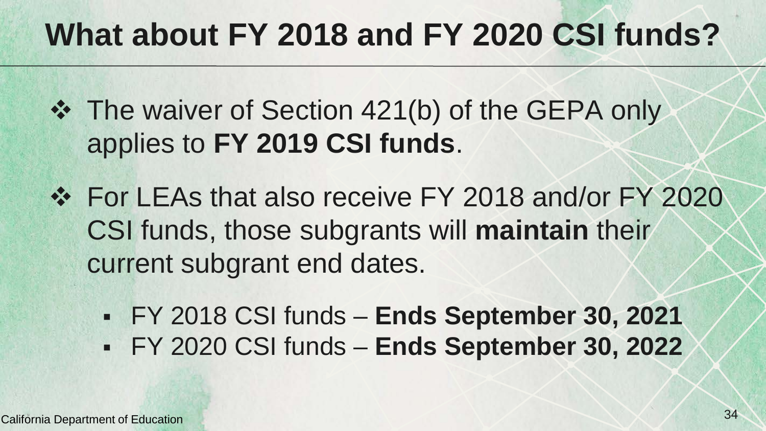# What about FY 2018 and FY 2020 CSI funds?

- The waiver of Section 421(b) of the GEPA only applies to **FY 2019 CSI funds**.
- For LEAs that also receive FY 2018 and/or FY 2020 CSI funds, those subgrants will **maintain** their current subgrant end dates.
  - FY 2018 CSI funds – **Ends September 30, 2021**
  - FY 2020 CSI funds – **Ends September 30, 2022**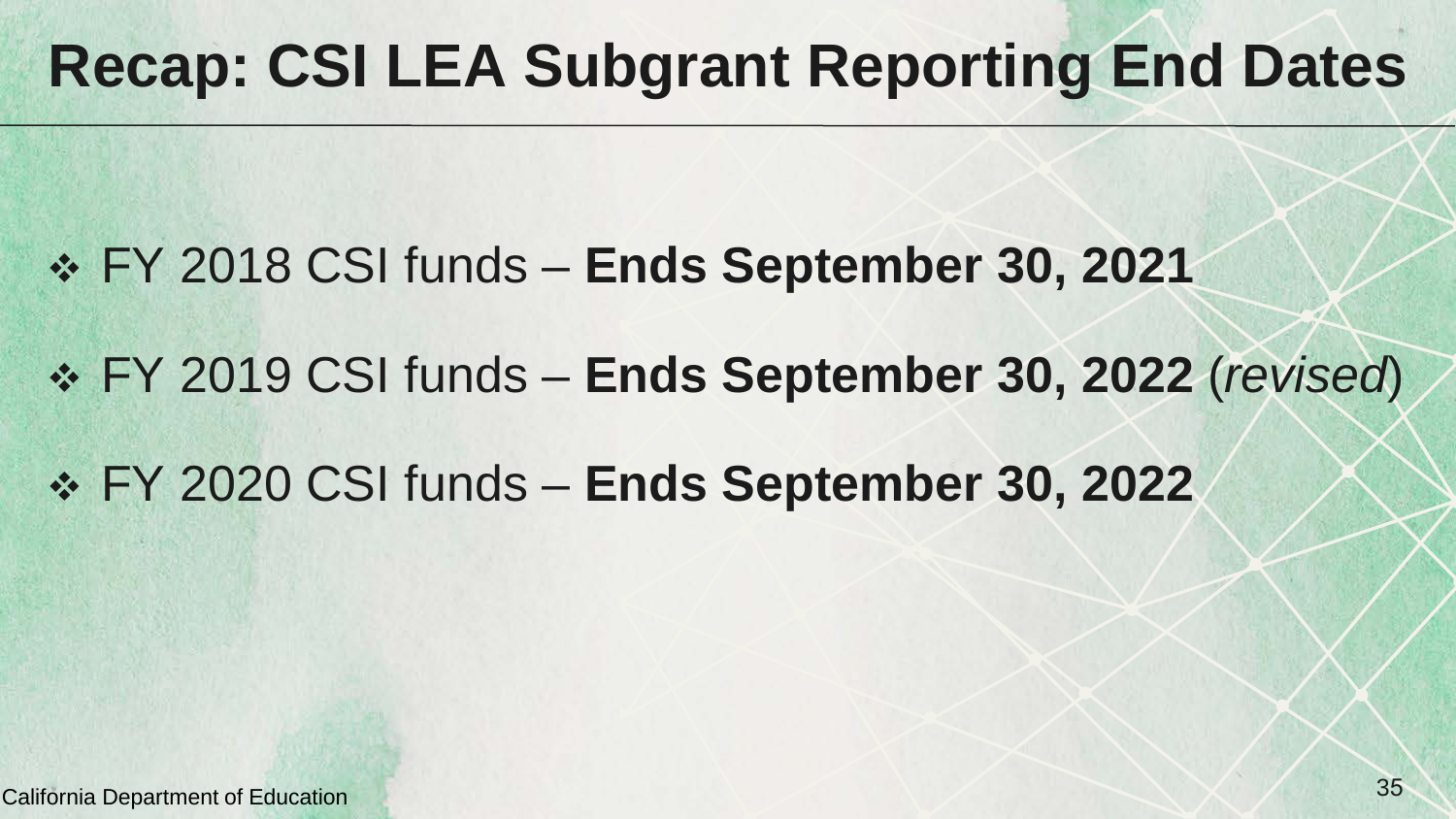# Recap: CSI LEA Subgrant Reporting End Dates

- FY 2018 CSI funds – **Ends September 30, 2021**
- FY 2019 CSI funds – **Ends September 30, 2022** (*revised*)
- FY 2020 CSI funds – **Ends September 30, 2022**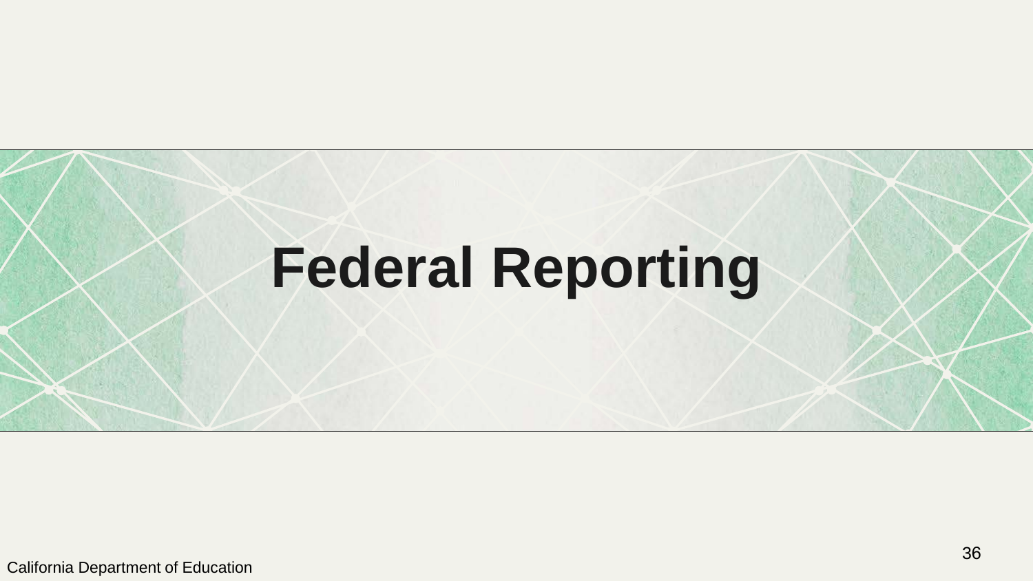# Federal Reporting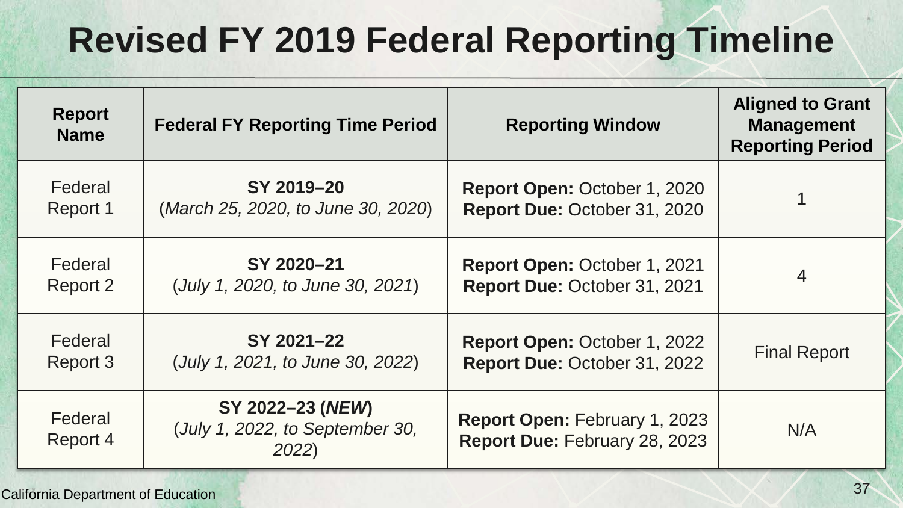# Revised FY 2019 Federal Reporting Timeline

| Report Name | Federal FY Reporting Time Period | Reporting Window | Aligned to Grant Management Reporting Period |
|---|---|---|---|
| Federal Report 1 | **SY 2019–20** (*March 25, 2020, to June 30, 2020*) | **Report Open:** October 1, 2020 **Report Due:** October 31, 2020 | 1 |
| Federal Report 2 | **SY 2020–21** (*July 1, 2020, to June 30, 2021*) | **Report Open:** October 1, 2021 **Report Due:** October 31, 2021 | 4 |
| Federal Report 3 | **SY 2021–22** (*July 1, 2021, to June 30, 2022*) | **Report Open:** October 1, 2022 **Report Due:** October 31, 2022 | Final Report |
| Federal Report 4 | **SY 2022–23 (*NEW*)** (*July 1, 2022, to September 30, 2022*) | **Report Open:** February 1, 2023 **Report Due:** February 28, 2023 | N/A |

California Department of Education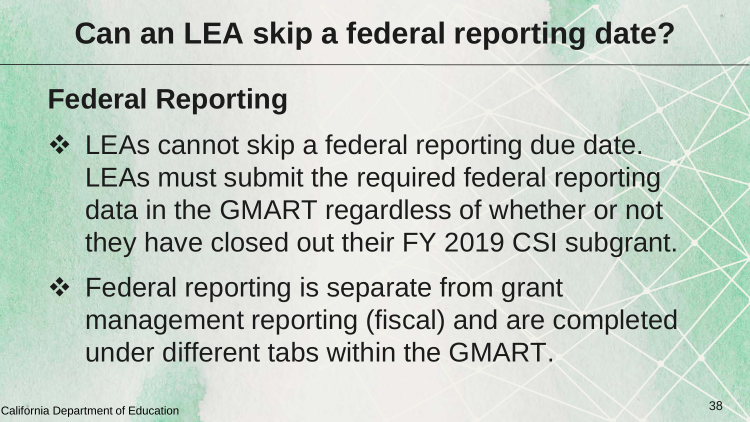# Can an LEA skip a federal reporting date?

## Federal Reporting

- LEAs cannot skip a federal reporting due date. LEAs must submit the required federal reporting data in the GMART regardless of whether or not they have closed out their FY 2019 CSI subgrant.
- Federal reporting is separate from grant management reporting (fiscal) and are completed under different tabs within the GMART.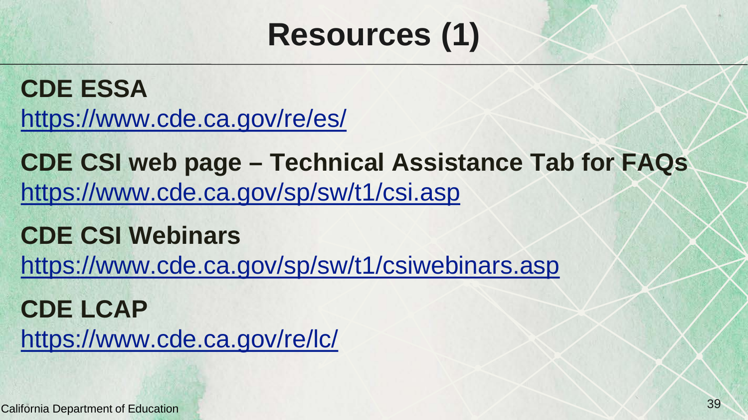# Resources (1)

**CDE ESSA**
https://www.cde.ca.gov/re/es/

**CDE CSI web page – Technical Assistance Tab for FAQs**
https://www.cde.ca.gov/sp/sw/t1/csi.asp

**CDE CSI Webinars**
https://www.cde.ca.gov/sp/sw/t1/csiwebinars.asp

**CDE LCAP**
https://www.cde.ca.gov/re/lc/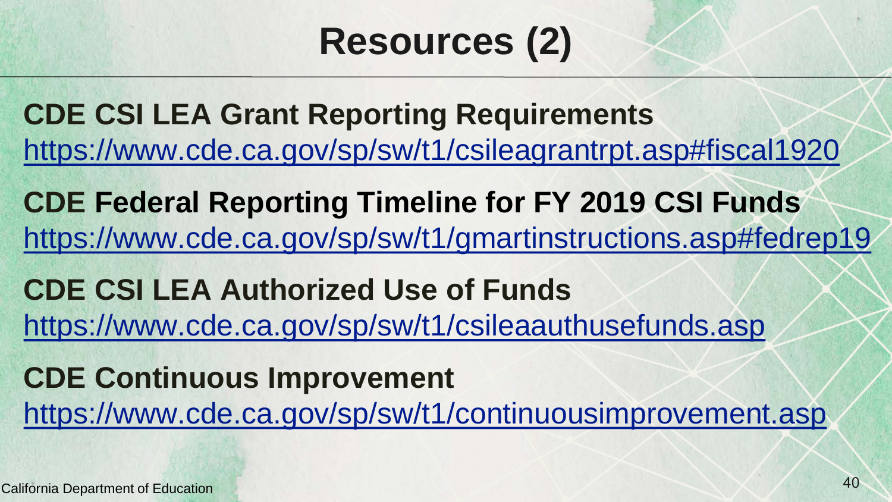# Resources (2)

**CDE CSI LEA Grant Reporting Requirements**
https://www.cde.ca.gov/sp/sw/t1/csileagrantrpt.asp#fiscal1920

**CDE Federal Reporting Timeline for FY 2019 CSI Funds**
https://www.cde.ca.gov/sp/sw/t1/gmartinstructions.asp#fedrep19

**CDE CSI LEA Authorized Use of Funds**
https://www.cde.ca.gov/sp/sw/t1/csileaauthusefunds.asp

**CDE Continuous Improvement**
https://www.cde.ca.gov/sp/sw/t1/continuousimprovement.asp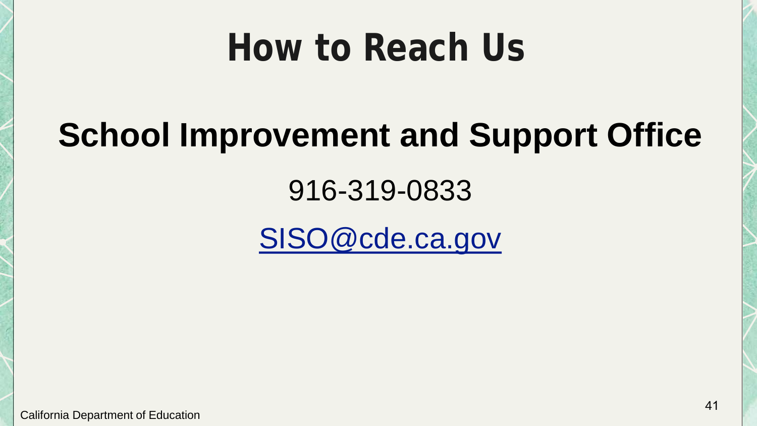# How to Reach Us

## School Improvement and Support Office

916-319-0833

SISO@cde.ca.gov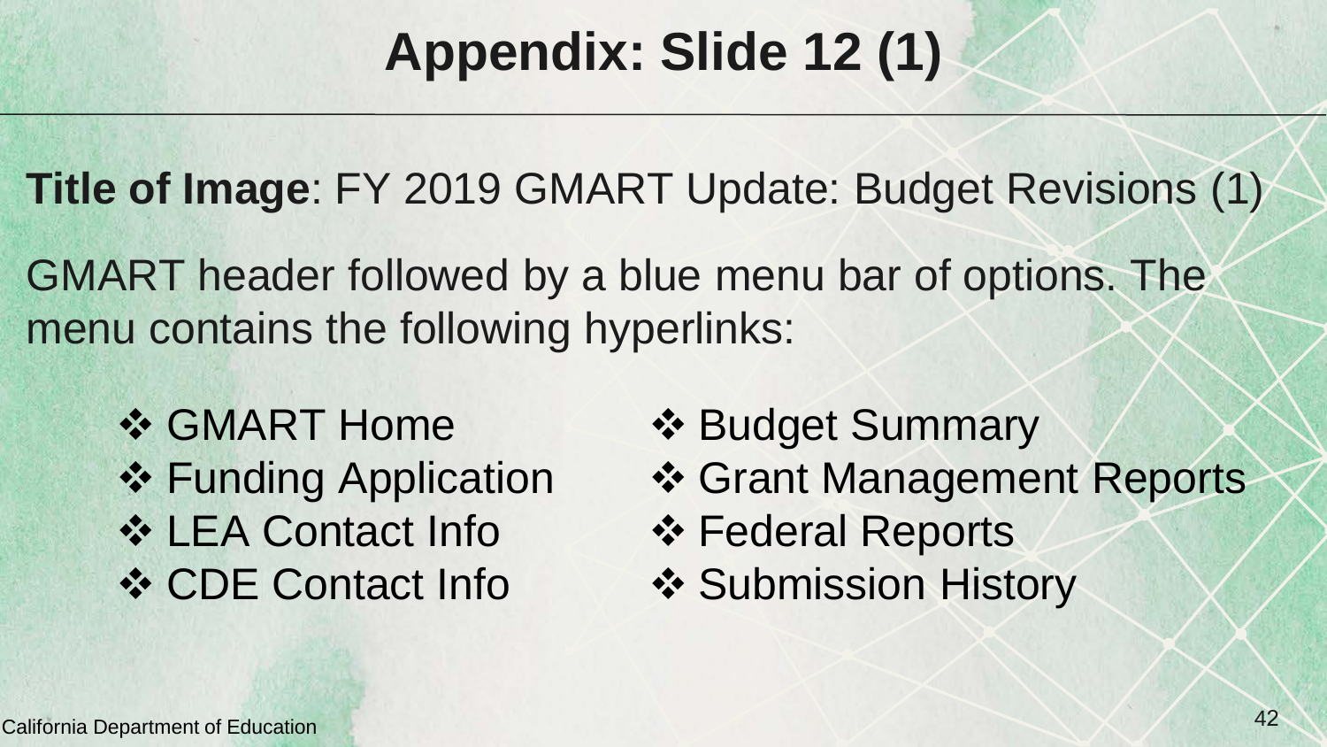# Appendix: Slide 12 (1)

**Title of Image**: FY 2019 GMART Update: Budget Revisions (1)

GMART header followed by a blue menu bar of options. The menu contains the following hyperlinks:

- GMART Home
- Funding Application
- LEA Contact Info
- CDE Contact Info
- Budget Summary
- Grant Management Reports
- Federal Reports
- Submission History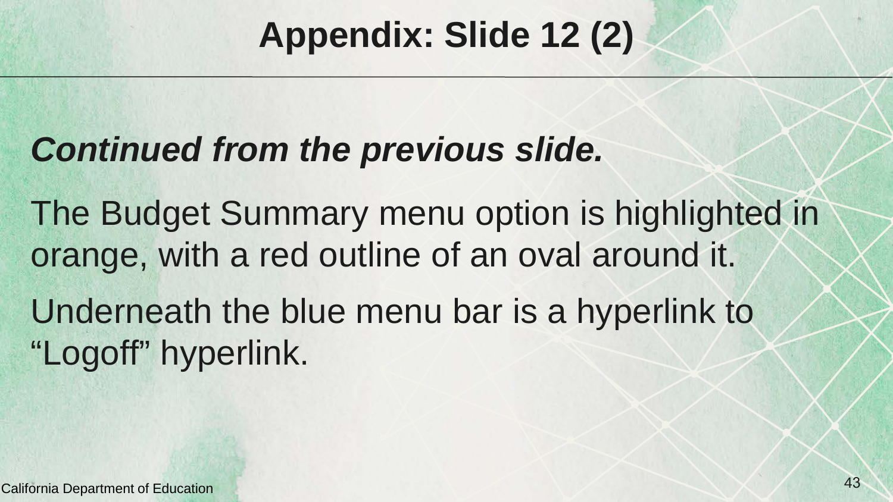# Appendix: Slide 12 (2)

***Continued from the previous slide.***

The Budget Summary menu option is highlighted in orange, with a red outline of an oval around it.

Underneath the blue menu bar is a hyperlink to “Logoff” hyperlink.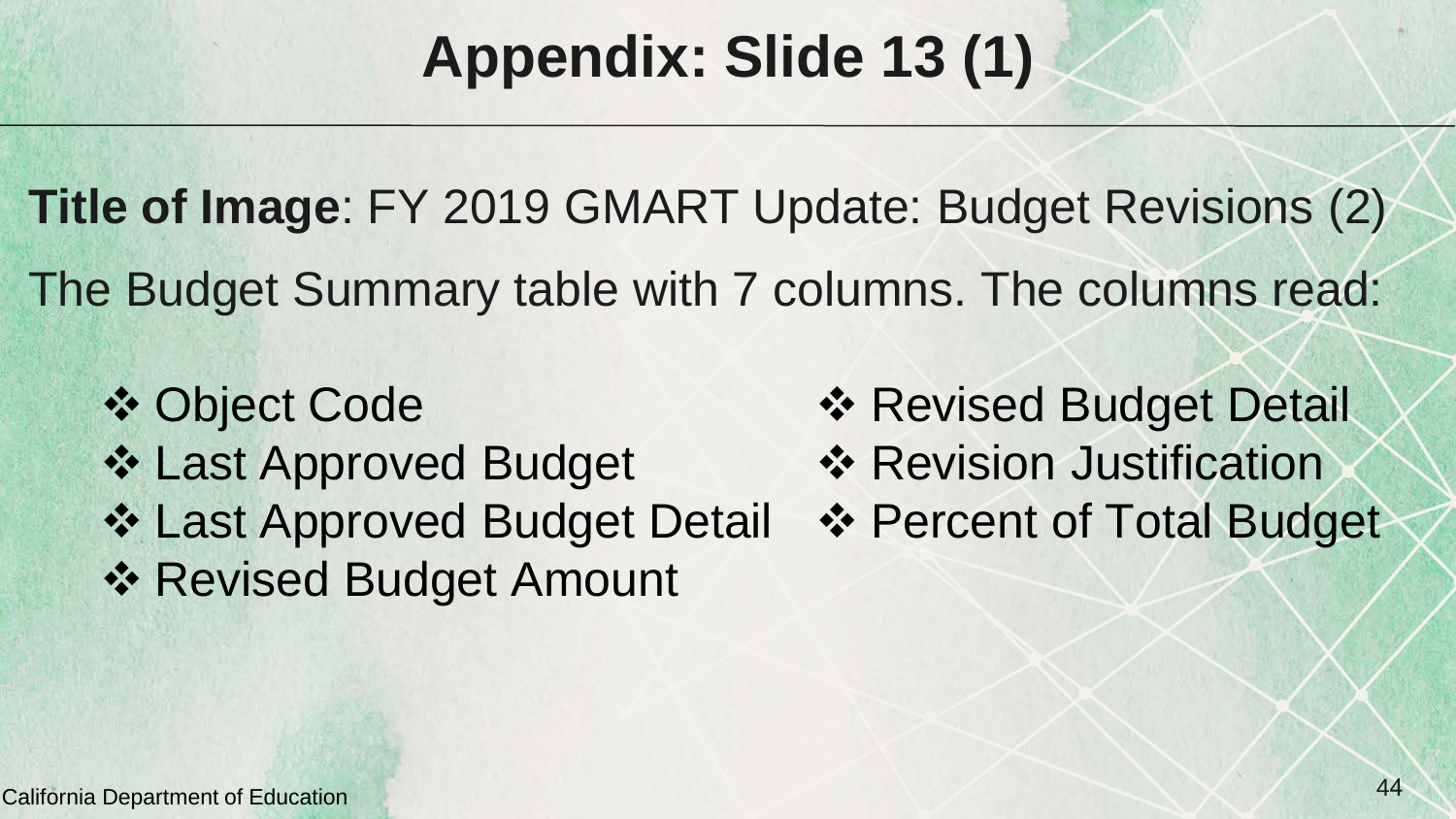# Appendix: Slide 13 (1)

**Title of Image**: FY 2019 GMART Update: Budget Revisions (2)

The Budget Summary table with 7 columns. The columns read:

- Object Code
- Last Approved Budget
- Last Approved Budget Detail
- Revised Budget Amount
- Revised Budget Detail
- Revision Justification
- Percent of Total Budget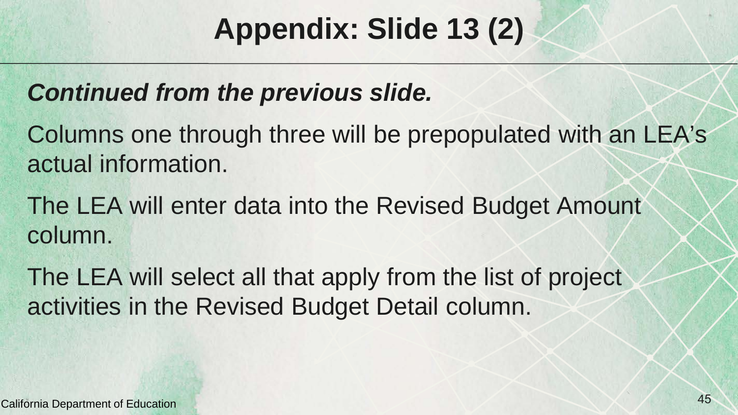# Appendix: Slide 13 (2)

***Continued from the previous slide.***

Columns one through three will be prepopulated with an LEA’s actual information.

The LEA will enter data into the Revised Budget Amount column.

The LEA will select all that apply from the list of project activities in the Revised Budget Detail column.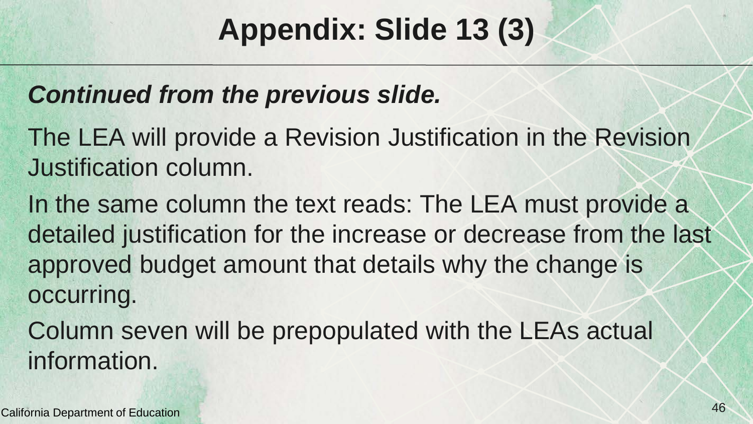# Appendix: Slide 13 (3)

***Continued from the previous slide.***

The LEA will provide a Revision Justification in the Revision Justification column.

In the same column the text reads: The LEA must provide a detailed justification for the increase or decrease from the last approved budget amount that details why the change is occurring.

Column seven will be prepopulated with the LEAs actual information.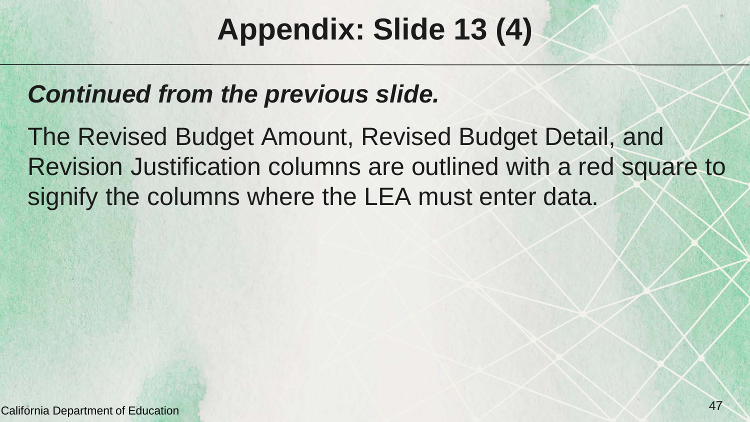# Appendix: Slide 13 (4)

***Continued from the previous slide.***

The Revised Budget Amount, Revised Budget Detail, and Revision Justification columns are outlined with a red square to signify the columns where the LEA must enter data.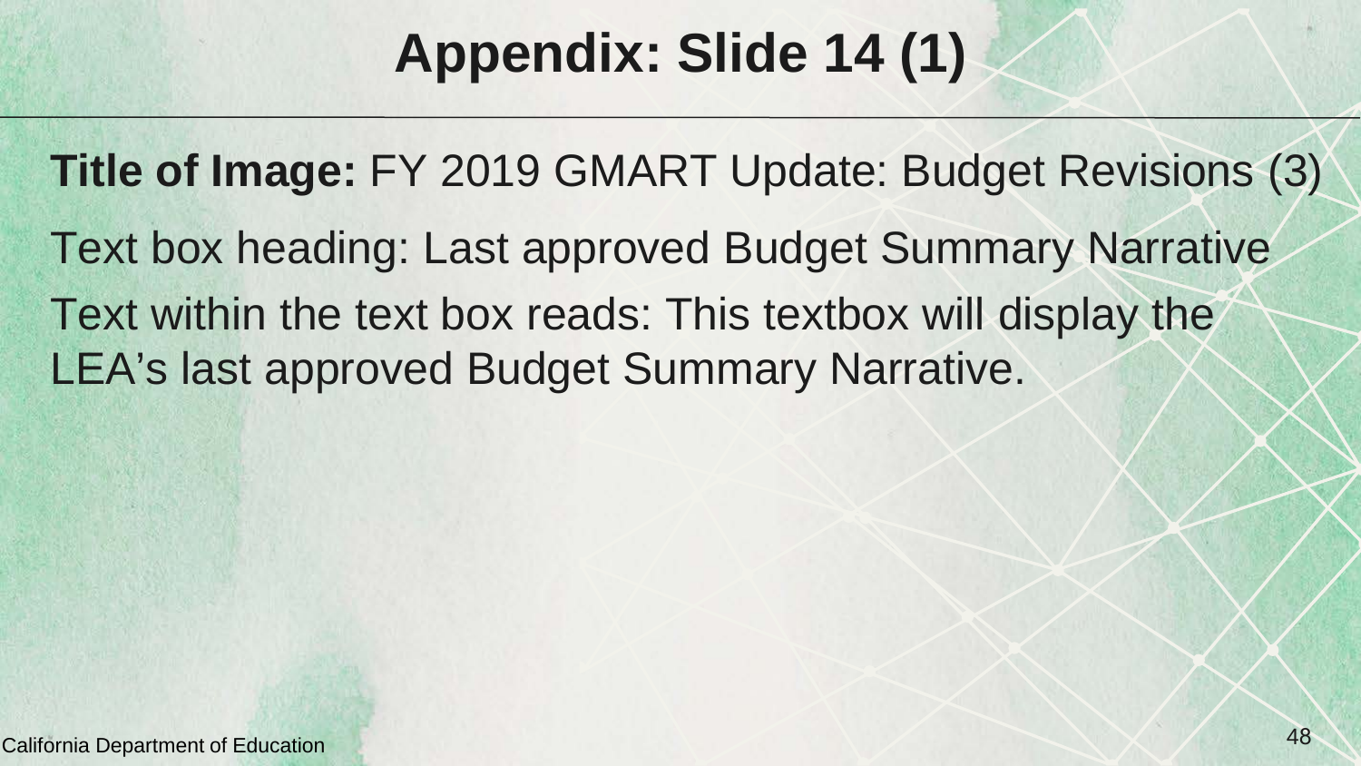# Appendix: Slide 14 (1)

**Title of Image:** FY 2019 GMART Update: Budget Revisions (3)

Text box heading: Last approved Budget Summary Narrative

Text within the text box reads: This textbox will display the LEA's last approved Budget Summary Narrative.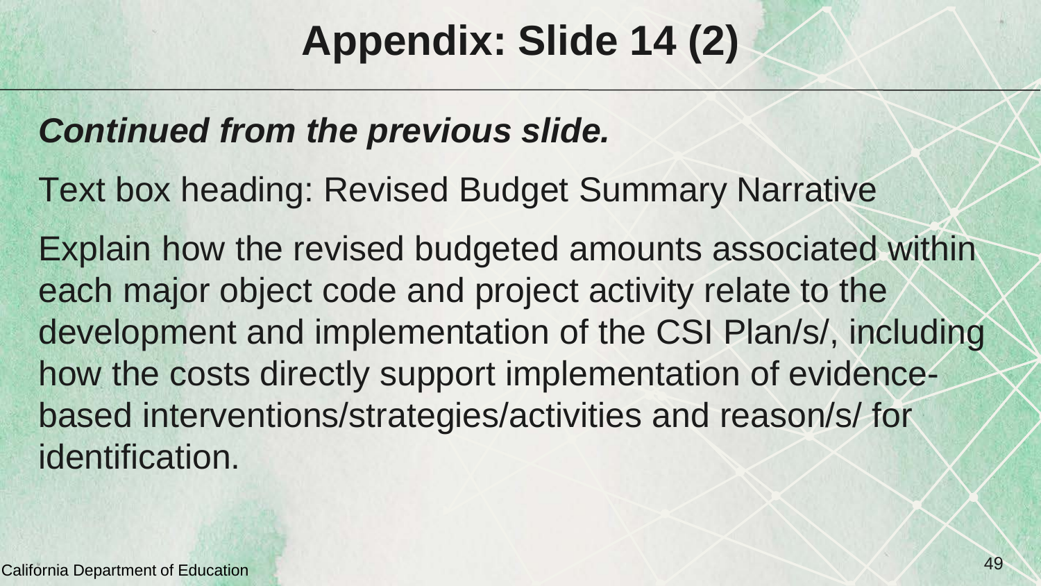# Appendix: Slide 14 (2)

***Continued from the previous slide.***

Text box heading: Revised Budget Summary Narrative

Explain how the revised budgeted amounts associated within each major object code and project activity relate to the development and implementation of the CSI Plan/s/, including how the costs directly support implementation of evidence-based interventions/strategies/activities and reason/s/ for identification.